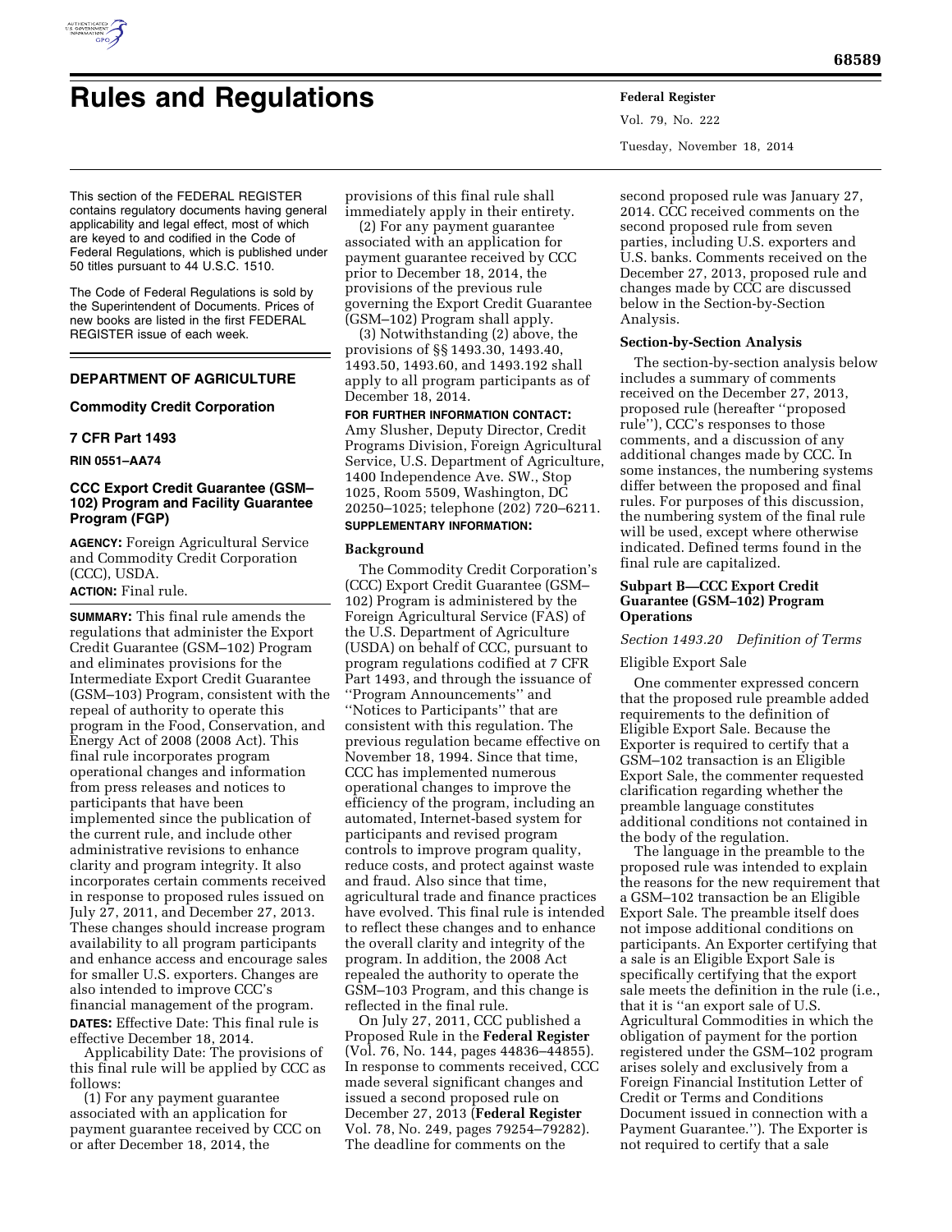# Rules and Regulations

This section of the FEDERAL REGISTER contains regulatory documents having general applicability and legal effect, most of which are keyed to and codified in the Code of Federal Regulations, which is published under 50 titles pursuant to 44 U.S.C. 1510.

The Code of Federal Regulations is sold by the Superintendent of Documents. Prices of new books are listed in the first FEDERAL REGISTER issue of each week.

## DEPARTMENT OF AGRICULTURE

### Commodity Credit Corporation

### 7 CFR Part 1493

**RIN 0551–AA74**

### CCC Export Credit Guarantee (GSM–102) Program and Facility Guarantee Program (FGP)

**AGENCY:** Foreign Agricultural Service and Commodity Credit Corporation (CCC), USDA.

**ACTION:** Final rule.

**SUMMARY:** This final rule amends the regulations that administer the Export Credit Guarantee (GSM–102) Program and eliminates provisions for the Intermediate Export Credit Guarantee (GSM–103) Program, consistent with the repeal of authority to operate this program in the Food, Conservation, and Energy Act of 2008 (2008 Act). This final rule incorporates program operational changes and information from press releases and notices to participants that have been implemented since the publication of the current rule, and include other administrative revisions to enhance clarity and program integrity. It also incorporates certain comments received in response to proposed rules issued on July 27, 2011, and December 27, 2013. These changes should increase program availability to all program participants and enhance access and encourage sales for smaller U.S. exporters. Changes are also intended to improve CCC's financial management of the program.

**DATES:** Effective Date: This final rule is effective December 18, 2014.

Applicability Date: The provisions of this final rule will be applied by CCC as follows:

(1) For any payment guarantee associated with an application for payment guarantee received by CCC on or after December 18, 2014, the provisions of this final rule shall immediately apply in their entirety.

(2) For any payment guarantee associated with an application for payment guarantee received by CCC prior to December 18, 2014, the provisions of the previous rule governing the Export Credit Guarantee (GSM–102) Program shall apply.

(3) Notwithstanding (2) above, the provisions of §§ 1493.30, 1493.40, 1493.50, 1493.60, and 1493.192 shall apply to all program participants as of December 18, 2014.

**FOR FURTHER INFORMATION CONTACT:** Amy Slusher, Deputy Director, Credit Programs Division, Foreign Agricultural Service, U.S. Department of Agriculture, 1400 Independence Ave. SW., Stop 1025, Room 5509, Washington, DC 20250–1025; telephone (202) 720–6211.

**SUPPLEMENTARY INFORMATION:**

**Background**

The Commodity Credit Corporation's (CCC) Export Credit Guarantee (GSM–102) Program is administered by the Foreign Agricultural Service (FAS) of the U.S. Department of Agriculture (USDA) on behalf of CCC, pursuant to program regulations codified at 7 CFR Part 1493, and through the issuance of "Program Announcements" and "Notices to Participants" that are consistent with this regulation. The previous regulation became effective on November 18, 1994. Since that time, CCC has implemented numerous operational changes to improve the efficiency of the program, including an automated, Internet-based system for participants and revised program controls to improve program quality, reduce costs, and protect against waste and fraud. Also since that time, agricultural trade and finance practices have evolved. This final rule is intended to reflect these changes and to enhance the overall clarity and integrity of the program. In addition, the 2008 Act repealed the authority to operate the GSM–103 Program, and this change is reflected in the final rule.

On July 27, 2011, CCC published a Proposed Rule in the **Federal Register** (Vol. 76, No. 144, pages 44836–44855). In response to comments received, CCC made several significant changes and issued a second proposed rule on December 27, 2013 (**Federal Register** Vol. 78, No. 249, pages 79254–79282). The deadline for comments on the second proposed rule was January 27, 2014. CCC received comments on the second proposed rule from seven parties, including U.S. exporters and U.S. banks. Comments received on the December 27, 2013, proposed rule and changes made by CCC are discussed below in the Section-by-Section Analysis.

**Section-by-Section Analysis**

The section-by-section analysis below includes a summary of comments received on the December 27, 2013, proposed rule (hereafter "proposed rule"), CCC's responses to those comments, and a discussion of any additional changes made by CCC. In some instances, the numbering systems differ between the proposed and final rules. For purposes of this discussion, the numbering system of the final rule will be used, except where otherwise indicated. Defined terms found in the final rule are capitalized.

**Subpart B—CCC Export Credit Guarantee (GSM–102) Program Operations**

*Section 1493.20 Definition of Terms*

Eligible Export Sale

One commenter expressed concern that the proposed rule preamble added requirements to the definition of Eligible Export Sale. Because the Exporter is required to certify that a GSM–102 transaction is an Eligible Export Sale, the commenter requested clarification regarding whether the preamble language constitutes additional conditions not contained in the body of the regulation.

The language in the preamble to the proposed rule was intended to explain the reasons for the new requirement that a GSM–102 transaction be an Eligible Export Sale. The preamble itself does not impose additional conditions on participants. An Exporter certifying that a sale is an Eligible Export Sale is specifically certifying that the export sale meets the definition in the rule (i.e., that it is "an export sale of U.S. Agricultural Commodities in which the obligation of payment for the portion registered under the GSM–102 program arises solely and exclusively from a Foreign Financial Institution Letter of Credit or Terms and Conditions Document issued in connection with a Payment Guarantee."). The Exporter is not required to certify that a sale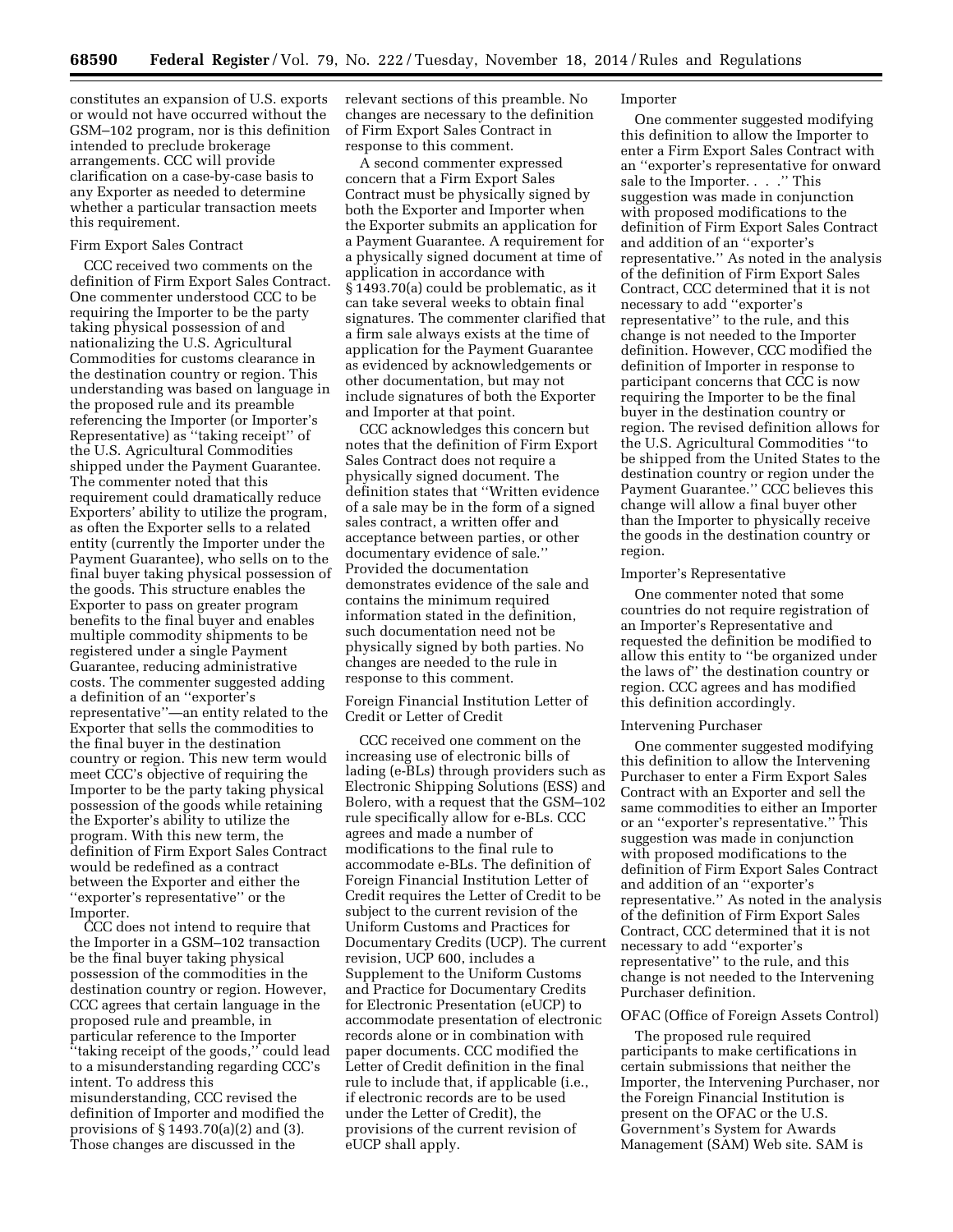constitutes an expansion of U.S. exports or would not have occurred without the GSM–102 program, nor is this definition intended to preclude brokerage arrangements. CCC will provide clarification on a case-by-case basis to any Exporter as needed to determine whether a particular transaction meets this requirement.

### Firm Export Sales Contract

CCC received two comments on the definition of Firm Export Sales Contract. One commenter understood CCC to be requiring the Importer to be the party taking physical possession of and nationalizing the U.S. Agricultural Commodities for customs clearance in the destination country or region. This understanding was based on language in the proposed rule and its preamble referencing the Importer (or Importer's Representative) as ''taking receipt'' of the U.S. Agricultural Commodities shipped under the Payment Guarantee. The commenter noted that this requirement could dramatically reduce Exporters' ability to utilize the program, as often the Exporter sells to a related entity (currently the Importer under the Payment Guarantee), who sells on to the final buyer taking physical possession of the goods. This structure enables the Exporter to pass on greater program benefits to the final buyer and enables multiple commodity shipments to be registered under a single Payment Guarantee, reducing administrative costs. The commenter suggested adding a definition of an ''exporter's representative''—an entity related to the Exporter that sells the commodities to the final buyer in the destination country or region. This new term would meet CCC's objective of requiring the Importer to be the party taking physical possession of the goods while retaining the Exporter's ability to utilize the program. With this new term, the definition of Firm Export Sales Contract would be redefined as a contract between the Exporter and either the ''exporter's representative'' or the Importer.

CCC does not intend to require that the Importer in a GSM–102 transaction be the final buyer taking physical possession of the commodities in the destination country or region. However, CCC agrees that certain language in the proposed rule and preamble, in particular reference to the Importer ''taking receipt of the goods,'' could lead to a misunderstanding regarding CCC's intent. To address this misunderstanding, CCC revised the definition of Importer and modified the provisions of § 1493.70(a)(2) and (3). Those changes are discussed in the relevant sections of this preamble. No changes are necessary to the definition of Firm Export Sales Contract in response to this comment.

A second commenter expressed concern that a Firm Export Sales Contract must be physically signed by both the Exporter and Importer when the Exporter submits an application for a Payment Guarantee. A requirement for a physically signed document at time of application in accordance with § 1493.70(a) could be problematic, as it can take several weeks to obtain final signatures. The commenter clarified that a firm sale always exists at the time of application for the Payment Guarantee as evidenced by acknowledgements or other documentation, but may not include signatures of both the Exporter and Importer at that point.

CCC acknowledges this concern but notes that the definition of Firm Export Sales Contract does not require a physically signed document. The definition states that ''Written evidence of a sale may be in the form of a signed sales contract, a written offer and acceptance between parties, or other documentary evidence of sale.'' Provided the documentation demonstrates evidence of the sale and contains the minimum required information stated in the definition, such documentation need not be physically signed by both parties. No changes are needed to the rule in response to this comment.

### Foreign Financial Institution Letter of Credit or Letter of Credit

CCC received one comment on the increasing use of electronic bills of lading (e-BLs) through providers such as Electronic Shipping Solutions (ESS) and Bolero, with a request that the GSM–102 rule specifically allow for e-BLs. CCC agrees and made a number of modifications to the final rule to accommodate e-BLs. The definition of Foreign Financial Institution Letter of Credit requires the Letter of Credit to be subject to the current revision of the Uniform Customs and Practices for Documentary Credits (UCP). The current revision, UCP 600, includes a Supplement to the Uniform Customs and Practice for Documentary Credits for Electronic Presentation (eUCP) to accommodate presentation of electronic records alone or in combination with paper documents. CCC modified the Letter of Credit definition in the final rule to include that, if applicable (i.e., if electronic records are to be used under the Letter of Credit), the provisions of the current revision of eUCP shall apply.

### Importer

One commenter suggested modifying this definition to allow the Importer to enter a Firm Export Sales Contract with an ''exporter's representative for onward sale to the Importer. . . .'' This suggestion was made in conjunction with proposed modifications to the definition of Firm Export Sales Contract and addition of an ''exporter's representative.'' As noted in the analysis of the definition of Firm Export Sales Contract, CCC determined that it is not necessary to add ''exporter's representative'' to the rule, and this change is not needed to the Importer definition. However, CCC modified the definition of Importer in response to participant concerns that CCC is now requiring the Importer to be the final buyer in the destination country or region. The revised definition allows for the U.S. Agricultural Commodities ''to be shipped from the United States to the destination country or region under the Payment Guarantee.'' CCC believes this change will allow a final buyer other than the Importer to physically receive the goods in the destination country or region.

### Importer's Representative

One commenter noted that some countries do not require registration of an Importer's Representative and requested the definition be modified to allow this entity to ''be organized under the laws of'' the destination country or region. CCC agrees and has modified this definition accordingly.

### Intervening Purchaser

One commenter suggested modifying this definition to allow the Intervening Purchaser to enter a Firm Export Sales Contract with an Exporter and sell the same commodities to either an Importer or an ''exporter's representative.'' This suggestion was made in conjunction with proposed modifications to the definition of Firm Export Sales Contract and addition of an ''exporter's representative.'' As noted in the analysis of the definition of Firm Export Sales Contract, CCC determined that it is not necessary to add ''exporter's representative'' to the rule, and this change is not needed to the Intervening Purchaser definition.

### OFAC (Office of Foreign Assets Control)

The proposed rule required participants to make certifications in certain submissions that neither the Importer, the Intervening Purchaser, nor the Foreign Financial Institution is present on the OFAC or the U.S. Government's System for Awards Management (SAM) Web site. SAM is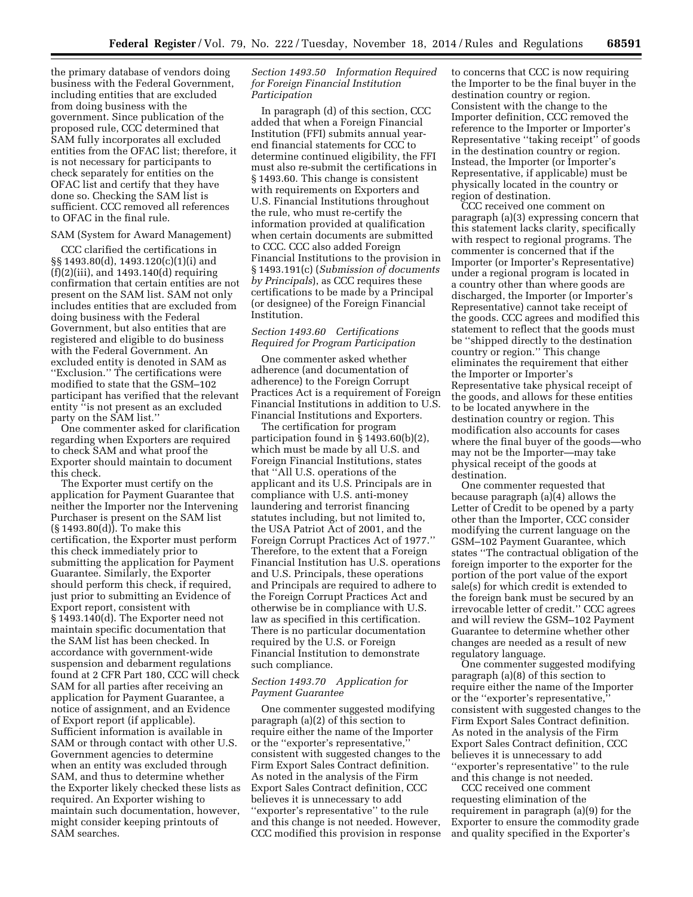the primary database of vendors doing business with the Federal Government, including entities that are excluded from doing business with the government. Since publication of the proposed rule, CCC determined that SAM fully incorporates all excluded entities from the OFAC list; therefore, it is not necessary for participants to check separately for entities on the OFAC list and certify that they have done so. Checking the SAM list is sufficient. CCC removed all references to OFAC in the final rule.

SAM (System for Award Management)

CCC clarified the certifications in §§ 1493.80(d), 1493.120(c)(1)(i) and (f)(2)(iii), and 1493.140(d) requiring confirmation that certain entities are not present on the SAM list. SAM not only includes entities that are excluded from doing business with the Federal Government, but also entities that are registered and eligible to do business with the Federal Government. An excluded entity is denoted in SAM as ''Exclusion.'' The certifications were modified to state that the GSM–102 participant has verified that the relevant entity ''is not present as an excluded party on the SAM list.''

One commenter asked for clarification regarding when Exporters are required to check SAM and what proof the Exporter should maintain to document this check.

The Exporter must certify on the application for Payment Guarantee that neither the Importer nor the Intervening Purchaser is present on the SAM list (§ 1493.80(d)). To make this certification, the Exporter must perform this check immediately prior to submitting the application for Payment Guarantee. Similarly, the Exporter should perform this check, if required, just prior to submitting an Evidence of Export report, consistent with § 1493.140(d). The Exporter need not maintain specific documentation that the SAM list has been checked. In accordance with government-wide suspension and debarment regulations found at 2 CFR Part 180, CCC will check SAM for all parties after receiving an application for Payment Guarantee, a notice of assignment, and an Evidence of Export report (if applicable). Sufficient information is available in SAM or through contact with other U.S. Government agencies to determine when an entity was excluded through SAM, and thus to determine whether the Exporter likely checked these lists as required. An Exporter wishing to maintain such documentation, however, might consider keeping printouts of SAM searches.

*Section 1493.50 Information Required for Foreign Financial Institution Participation*

In paragraph (d) of this section, CCC added that when a Foreign Financial Institution (FFI) submits annual year-end financial statements for CCC to determine continued eligibility, the FFI must also re-submit the certifications in § 1493.60. This change is consistent with requirements on Exporters and U.S. Financial Institutions throughout the rule, who must re-certify the information provided at qualification when certain documents are submitted to CCC. CCC also added Foreign Financial Institutions to the provision in § 1493.191(c) (*Submission of documents by Principals*), as CCC requires these certifications to be made by a Principal (or designee) of the Foreign Financial Institution.

*Section 1493.60 Certifications Required for Program Participation*

One commenter asked whether adherence (and documentation of adherence) to the Foreign Corrupt Practices Act is a requirement of Foreign Financial Institutions in addition to U.S. Financial Institutions and Exporters.

The certification for program participation found in § 1493.60(b)(2), which must be made by all U.S. and Foreign Financial Institutions, states that ''All U.S. operations of the applicant and its U.S. Principals are in compliance with U.S. anti-money laundering and terrorist financing statutes including, but not limited to, the USA Patriot Act of 2001, and the Foreign Corrupt Practices Act of 1977.'' Therefore, to the extent that a Foreign Financial Institution has U.S. operations and U.S. Principals, these operations and Principals are required to adhere to the Foreign Corrupt Practices Act and otherwise be in compliance with U.S. law as specified in this certification. There is no particular documentation required by the U.S. or Foreign Financial Institution to demonstrate such compliance.

*Section 1493.70 Application for Payment Guarantee*

One commenter suggested modifying paragraph (a)(2) of this section to require either the name of the Importer or the ''exporter's representative,'' consistent with suggested changes to the Firm Export Sales Contract definition. As noted in the analysis of the Firm Export Sales Contract definition, CCC believes it is unnecessary to add ''exporter's representative'' to the rule and this change is not needed. However, CCC modified this provision in response to concerns that CCC is now requiring the Importer to be the final buyer in the destination country or region. Consistent with the change to the Importer definition, CCC removed the reference to the Importer or Importer's Representative ''taking receipt'' of goods in the destination country or region. Instead, the Importer (or Importer's Representative, if applicable) must be physically located in the country or region of destination.

CCC received one comment on paragraph (a)(3) expressing concern that this statement lacks clarity, specifically with respect to regional programs. The commenter is concerned that if the Importer (or Importer's Representative) under a regional program is located in a country other than where goods are discharged, the Importer (or Importer's Representative) cannot take receipt of the goods. CCC agrees and modified this statement to reflect that the goods must be ''shipped directly to the destination country or region.'' This change eliminates the requirement that either the Importer or Importer's Representative take physical receipt of the goods, and allows for these entities to be located anywhere in the destination country or region. This modification also accounts for cases where the final buyer of the goods—who may not be the Importer—may take physical receipt of the goods at destination.

One commenter requested that because paragraph (a)(4) allows the Letter of Credit to be opened by a party other than the Importer, CCC consider modifying the current language on the GSM–102 Payment Guarantee, which states ''The contractual obligation of the foreign importer to the exporter for the portion of the port value of the export sale(s) for which credit is extended to the foreign bank must be secured by an irrevocable letter of credit.'' CCC agrees and will review the GSM–102 Payment Guarantee to determine whether other changes are needed as a result of new regulatory language.

One commenter suggested modifying paragraph (a)(8) of this section to require either the name of the Importer or the ''exporter's representative,'' consistent with suggested changes to the Firm Export Sales Contract definition. As noted in the analysis of the Firm Export Sales Contract definition, CCC believes it is unnecessary to add ''exporter's representative'' to the rule and this change is not needed.

CCC received one comment requesting elimination of the requirement in paragraph (a)(9) for the Exporter to ensure the commodity grade and quality specified in the Exporter's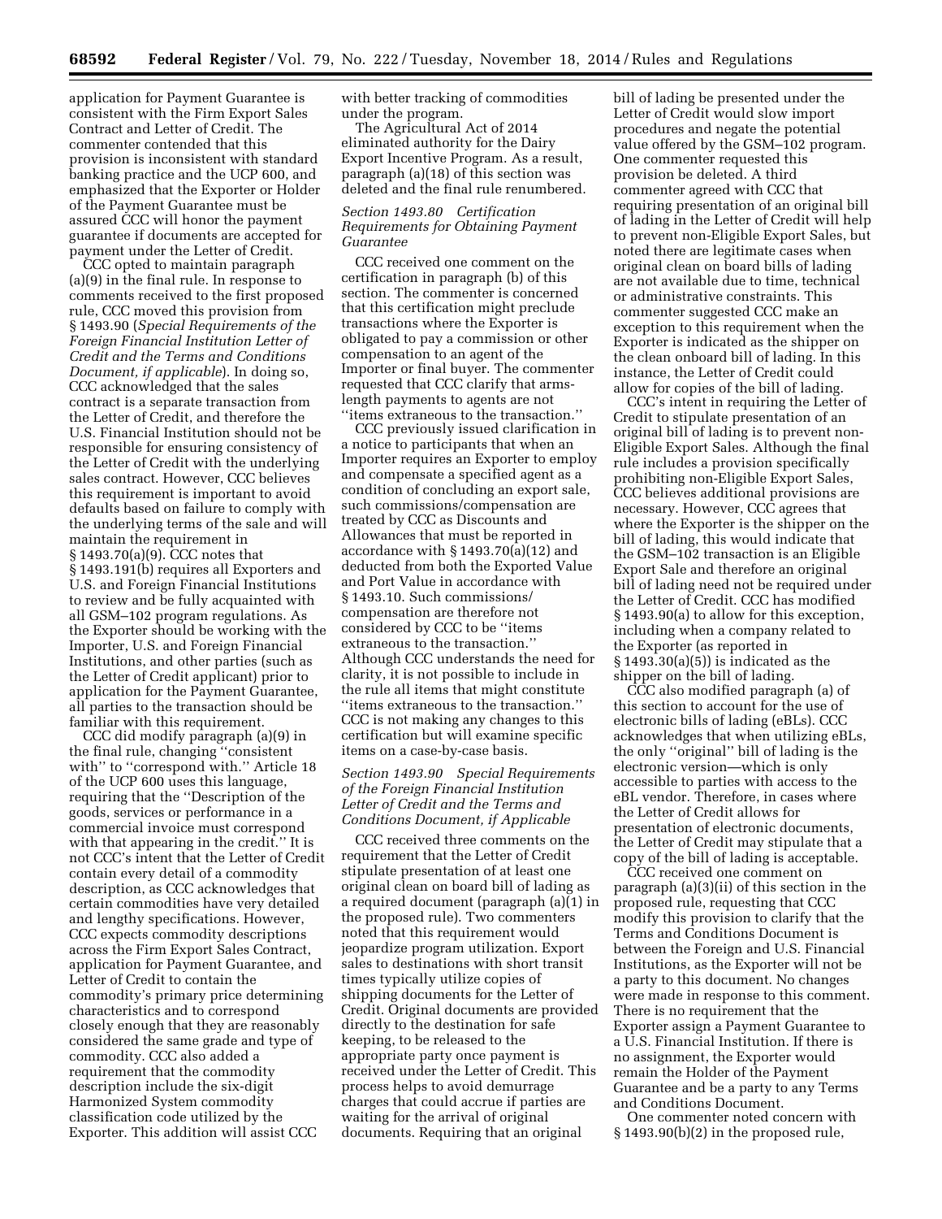application for Payment Guarantee is consistent with the Firm Export Sales Contract and Letter of Credit. The commenter contended that this provision is inconsistent with standard banking practice and the UCP 600, and emphasized that the Exporter or Holder of the Payment Guarantee must be assured CCC will honor the payment guarantee if documents are accepted for payment under the Letter of Credit.

CCC opted to maintain paragraph (a)(9) in the final rule. In response to comments received to the first proposed rule, CCC moved this provision from § 1493.90 (*Special Requirements of the Foreign Financial Institution Letter of Credit and the Terms and Conditions Document, if applicable*). In doing so, CCC acknowledged that the sales contract is a separate transaction from the Letter of Credit, and therefore the U.S. Financial Institution should not be responsible for ensuring consistency of the Letter of Credit with the underlying sales contract. However, CCC believes this requirement is important to avoid defaults based on failure to comply with the underlying terms of the sale and will maintain the requirement in § 1493.70(a)(9). CCC notes that § 1493.191(b) requires all Exporters and U.S. and Foreign Financial Institutions to review and be fully acquainted with all GSM–102 program regulations. As the Exporter should be working with the Importer, U.S. and Foreign Financial Institutions, and other parties (such as the Letter of Credit applicant) prior to application for the Payment Guarantee, all parties to the transaction should be familiar with this requirement.

CCC did modify paragraph (a)(9) in the final rule, changing ''consistent with'' to ''correspond with.'' Article 18 of the UCP 600 uses this language, requiring that the ''Description of the goods, services or performance in a commercial invoice must correspond with that appearing in the credit.'' It is not CCC's intent that the Letter of Credit contain every detail of a commodity description, as CCC acknowledges that certain commodities have very detailed and lengthy specifications. However, CCC expects commodity descriptions across the Firm Export Sales Contract, application for Payment Guarantee, and Letter of Credit to contain the commodity's primary price determining characteristics and to correspond closely enough that they are reasonably considered the same grade and type of commodity. CCC also added a requirement that the commodity description include the six-digit Harmonized System commodity classification code utilized by the Exporter. This addition will assist CCC with better tracking of commodities under the program.

The Agricultural Act of 2014 eliminated authority for the Dairy Export Incentive Program. As a result, paragraph (a)(18) of this section was deleted and the final rule renumbered.

*Section 1493.80 Certification Requirements for Obtaining Payment Guarantee*

CCC received one comment on the certification in paragraph (b) of this section. The commenter is concerned that this certification might preclude transactions where the Exporter is obligated to pay a commission or other compensation to an agent of the Importer or final buyer. The commenter requested that CCC clarify that arms-length payments to agents are not ''items extraneous to the transaction.''

CCC previously issued clarification in a notice to participants that when an Importer requires an Exporter to employ and compensate a specified agent as a condition of concluding an export sale, such commissions/compensation are treated by CCC as Discounts and Allowances that must be reported in accordance with § 1493.70(a)(12) and deducted from both the Exported Value and Port Value in accordance with § 1493.10. Such commissions/compensation are therefore not considered by CCC to be ''items extraneous to the transaction.'' Although CCC understands the need for clarity, it is not possible to include in the rule all items that might constitute ''items extraneous to the transaction.'' CCC is not making any changes to this certification but will examine specific items on a case-by-case basis.

*Section 1493.90 Special Requirements of the Foreign Financial Institution Letter of Credit and the Terms and Conditions Document, if Applicable*

CCC received three comments on the requirement that the Letter of Credit stipulate presentation of at least one original clean on board bill of lading as a required document (paragraph (a)(1) in the proposed rule). Two commenters noted that this requirement would jeopardize program utilization. Export sales to destinations with short transit times typically utilize copies of shipping documents for the Letter of Credit. Original documents are provided directly to the destination for safe keeping, to be released to the appropriate party once payment is received under the Letter of Credit. This process helps to avoid demurrage charges that could accrue if parties are waiting for the arrival of original documents. Requiring that an original bill of lading be presented under the Letter of Credit would slow import procedures and negate the potential value offered by the GSM–102 program. One commenter requested this provision be deleted. A third commenter agreed with CCC that requiring presentation of an original bill of lading in the Letter of Credit will help to prevent non-Eligible Export Sales, but noted there are legitimate cases when original clean on board bills of lading are not available due to time, technical or administrative constraints. This commenter suggested CCC make an exception to this requirement when the Exporter is indicated as the shipper on the clean onboard bill of lading. In this instance, the Letter of Credit could allow for copies of the bill of lading.

CCC's intent in requiring the Letter of Credit to stipulate presentation of an original bill of lading is to prevent non-Eligible Export Sales. Although the final rule includes a provision specifically prohibiting non-Eligible Export Sales, CCC believes additional provisions are necessary. However, CCC agrees that where the Exporter is the shipper on the bill of lading, this would indicate that the GSM–102 transaction is an Eligible Export Sale and therefore an original bill of lading need not be required under the Letter of Credit. CCC has modified § 1493.90(a) to allow for this exception, including when a company related to the Exporter (as reported in § 1493.30(a)(5)) is indicated as the shipper on the bill of lading.

CCC also modified paragraph (a) of this section to account for the use of electronic bills of lading (eBLs). CCC acknowledges that when utilizing eBLs, the only ''original'' bill of lading is the electronic version—which is only accessible to parties with access to the eBL vendor. Therefore, in cases where the Letter of Credit allows for presentation of electronic documents, the Letter of Credit may stipulate that a copy of the bill of lading is acceptable.

CCC received one comment on paragraph (a)(3)(ii) of this section in the proposed rule, requesting that CCC modify this provision to clarify that the Terms and Conditions Document is between the Foreign and U.S. Financial Institutions, as the Exporter will not be a party to this document. No changes were made in response to this comment. There is no requirement that the Exporter assign a Payment Guarantee to a U.S. Financial Institution. If there is no assignment, the Exporter would remain the Holder of the Payment Guarantee and be a party to any Terms and Conditions Document.

One commenter noted concern with § 1493.90(b)(2) in the proposed rule,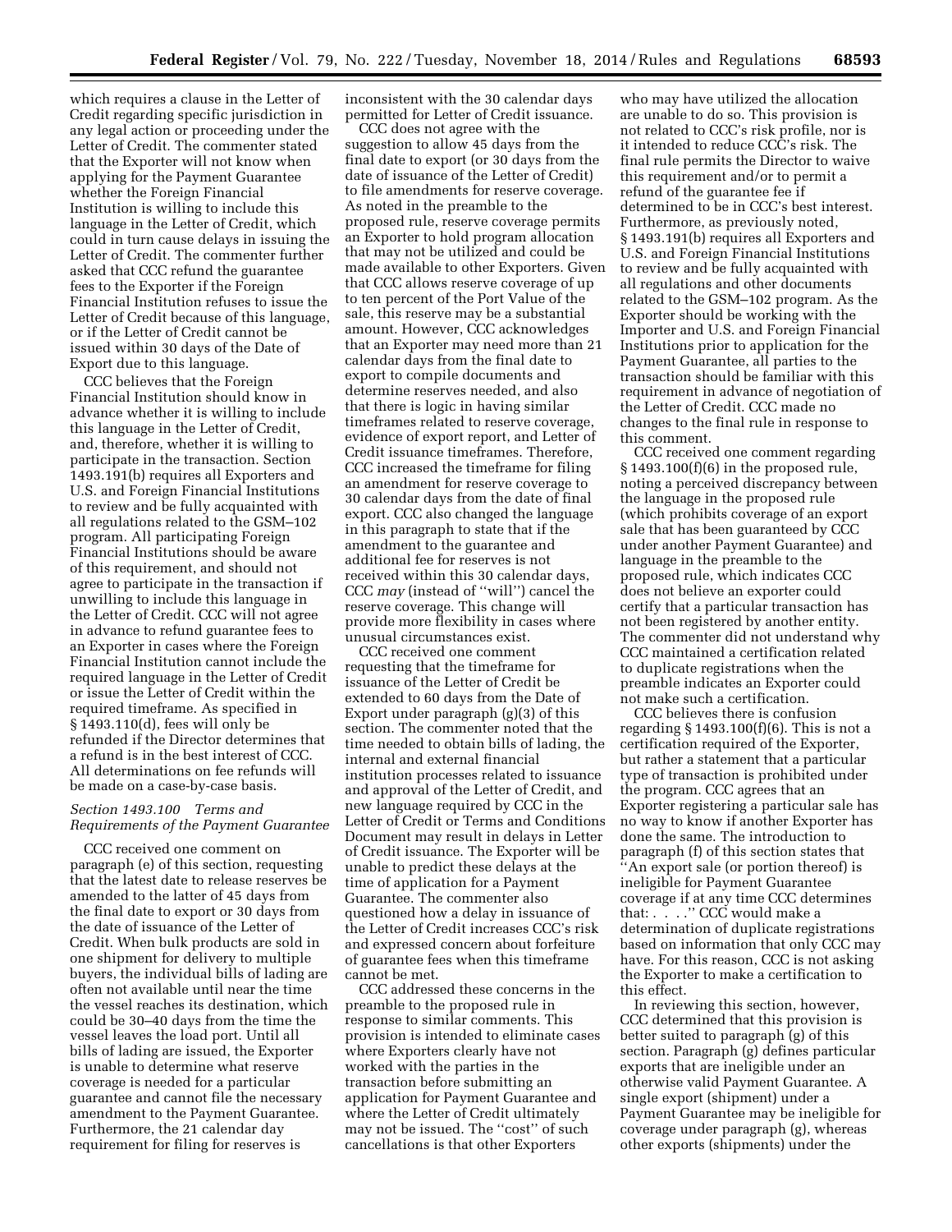which requires a clause in the Letter of Credit regarding specific jurisdiction in any legal action or proceeding under the Letter of Credit. The commenter stated that the Exporter will not know when applying for the Payment Guarantee whether the Foreign Financial Institution is willing to include this language in the Letter of Credit, which could in turn cause delays in issuing the Letter of Credit. The commenter further asked that CCC refund the guarantee fees to the Exporter if the Foreign Financial Institution refuses to issue the Letter of Credit because of this language, or if the Letter of Credit cannot be issued within 30 days of the Date of Export due to this language.

CCC believes that the Foreign Financial Institution should know in advance whether it is willing to include this language in the Letter of Credit, and, therefore, whether it is willing to participate in the transaction. Section 1493.191(b) requires all Exporters and U.S. and Foreign Financial Institutions to review and be fully acquainted with all regulations related to the GSM–102 program. All participating Foreign Financial Institutions should be aware of this requirement, and should not agree to participate in the transaction if unwilling to include this language in the Letter of Credit. CCC will not agree in advance to refund guarantee fees to an Exporter in cases where the Foreign Financial Institution cannot include the required language in the Letter of Credit or issue the Letter of Credit within the required timeframe. As specified in § 1493.110(d), fees will only be refunded if the Director determines that a refund is in the best interest of CCC. All determinations on fee refunds will be made on a case-by-case basis.

### *Section 1493.100 Terms and Requirements of the Payment Guarantee*

CCC received one comment on paragraph (e) of this section, requesting that the latest date to release reserves be amended to the latter of 45 days from the final date to export or 30 days from the date of issuance of the Letter of Credit. When bulk products are sold in one shipment for delivery to multiple buyers, the individual bills of lading are often not available until near the time the vessel reaches its destination, which could be 30–40 days from the time the vessel leaves the load port. Until all bills of lading are issued, the Exporter is unable to determine what reserve coverage is needed for a particular guarantee and cannot file the necessary amendment to the Payment Guarantee. Furthermore, the 21 calendar day requirement for filing for reserves is inconsistent with the 30 calendar days permitted for Letter of Credit issuance.

CCC does not agree with the suggestion to allow 45 days from the final date to export (or 30 days from the date of issuance of the Letter of Credit) to file amendments for reserve coverage. As noted in the preamble to the proposed rule, reserve coverage permits an Exporter to hold program allocation that may not be utilized and could be made available to other Exporters. Given that CCC allows reserve coverage of up to ten percent of the Port Value of the sale, this reserve may be a substantial amount. However, CCC acknowledges that an Exporter may need more than 21 calendar days from the final date to export to compile documents and determine reserves needed, and also that there is logic in having similar timeframes related to reserve coverage, evidence of export report, and Letter of Credit issuance timeframes. Therefore, CCC increased the timeframe for filing an amendment for reserve coverage to 30 calendar days from the date of final export. CCC also changed the language in this paragraph to state that if the amendment to the guarantee and additional fee for reserves is not received within this 30 calendar days, CCC *may* (instead of ''will'') cancel the reserve coverage. This change will provide more flexibility in cases where unusual circumstances exist.

CCC received one comment requesting that the timeframe for issuance of the Letter of Credit be extended to 60 days from the Date of Export under paragraph (g)(3) of this section. The commenter noted that the time needed to obtain bills of lading, the internal and external financial institution processes related to issuance and approval of the Letter of Credit, and new language required by CCC in the Letter of Credit or Terms and Conditions Document may result in delays in Letter of Credit issuance. The Exporter will be unable to predict these delays at the time of application for a Payment Guarantee. The commenter also questioned how a delay in issuance of the Letter of Credit increases CCC's risk and expressed concern about forfeiture of guarantee fees when this timeframe cannot be met.

CCC addressed these concerns in the preamble to the proposed rule in response to similar comments. This provision is intended to eliminate cases where Exporters clearly have not worked with the parties in the transaction before submitting an application for Payment Guarantee and where the Letter of Credit ultimately may not be issued. The ''cost'' of such cancellations is that other Exporters who may have utilized the allocation are unable to do so. This provision is not related to CCC's risk profile, nor is it intended to reduce CCC's risk. The final rule permits the Director to waive this requirement and/or to permit a refund of the guarantee fee if determined to be in CCC's best interest. Furthermore, as previously noted, § 1493.191(b) requires all Exporters and U.S. and Foreign Financial Institutions to review and be fully acquainted with all regulations and other documents related to the GSM–102 program. As the Exporter should be working with the Importer and U.S. and Foreign Financial Institutions prior to application for the Payment Guarantee, all parties to the transaction should be familiar with this requirement in advance of negotiation of the Letter of Credit. CCC made no changes to the final rule in response to this comment.

CCC received one comment regarding § 1493.100(f)(6) in the proposed rule, noting a perceived discrepancy between the language in the proposed rule (which prohibits coverage of an export sale that has been guaranteed by CCC under another Payment Guarantee) and language in the preamble to the proposed rule, which indicates CCC does not believe an exporter could certify that a particular transaction has not been registered by another entity. The commenter did not understand why CCC maintained a certification related to duplicate registrations when the preamble indicates an Exporter could not make such a certification.

CCC believes there is confusion regarding § 1493.100(f)(6). This is not a certification required of the Exporter, but rather a statement that a particular type of transaction is prohibited under the program. CCC agrees that an Exporter registering a particular sale has no way to know if another Exporter has done the same. The introduction to paragraph (f) of this section states that ''An export sale (or portion thereof) is ineligible for Payment Guarantee coverage if at any time CCC determines that: . . . .'' CCC would make a determination of duplicate registrations based on information that only CCC may have. For this reason, CCC is not asking the Exporter to make a certification to this effect.

In reviewing this section, however, CCC determined that this provision is better suited to paragraph (g) of this section. Paragraph (g) defines particular exports that are ineligible under an otherwise valid Payment Guarantee. A single export (shipment) under a Payment Guarantee may be ineligible for coverage under paragraph (g), whereas other exports (shipments) under the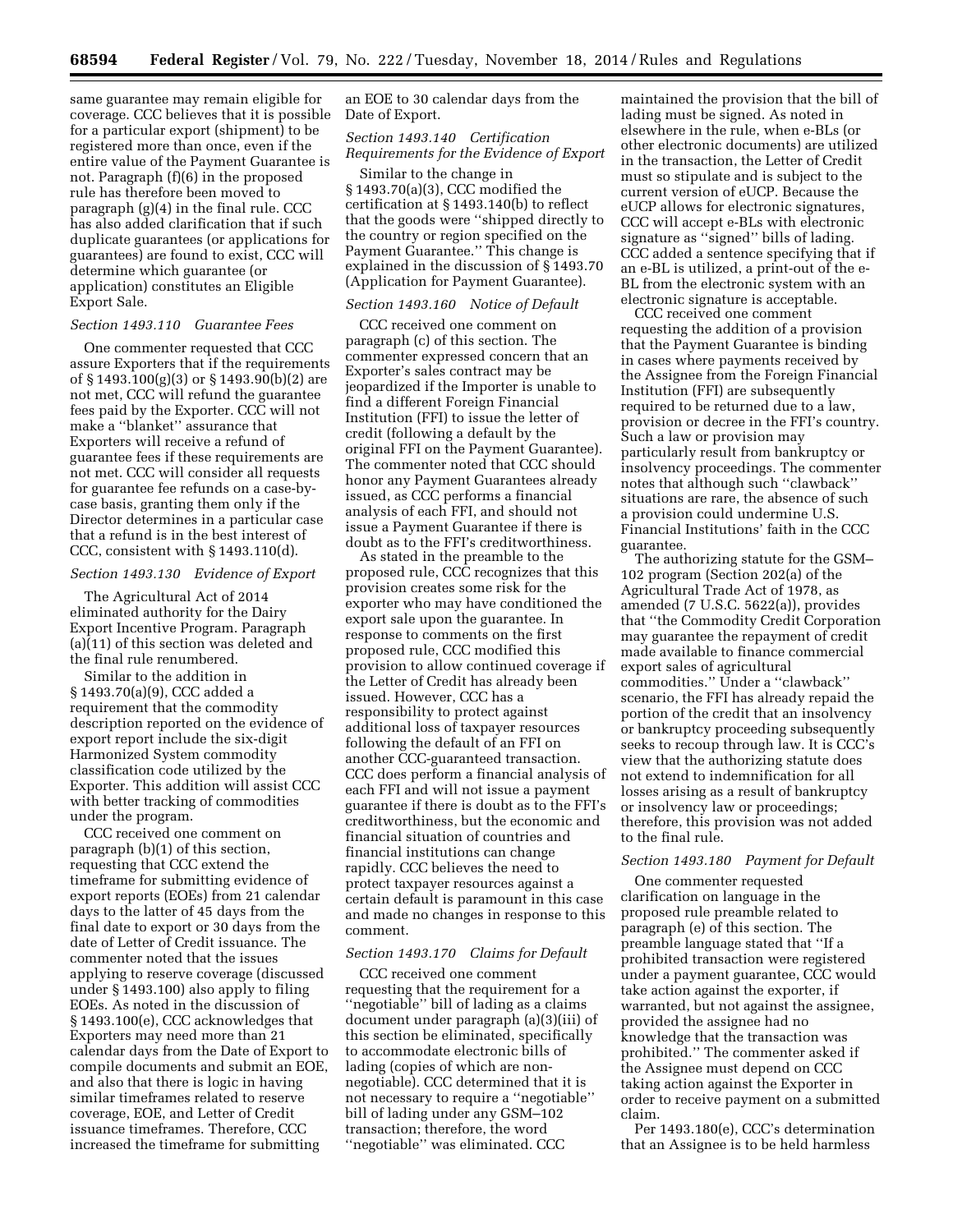same guarantee may remain eligible for coverage. CCC believes that it is possible for a particular export (shipment) to be registered more than once, even if the entire value of the Payment Guarantee is not. Paragraph (f)(6) in the proposed rule has therefore been moved to paragraph (g)(4) in the final rule. CCC has also added clarification that if such duplicate guarantees (or applications for guarantees) are found to exist, CCC will determine which guarantee (or application) constitutes an Eligible Export Sale.

*Section 1493.110 Guarantee Fees*

One commenter requested that CCC assure Exporters that if the requirements of § 1493.100(g)(3) or § 1493.90(b)(2) are not met, CCC will refund the guarantee fees paid by the Exporter. CCC will not make a ''blanket'' assurance that Exporters will receive a refund of guarantee fees if these requirements are not met. CCC will consider all requests for guarantee fee refunds on a case-by-case basis, granting them only if the Director determines in a particular case that a refund is in the best interest of CCC, consistent with § 1493.110(d).

*Section 1493.130 Evidence of Export*

The Agricultural Act of 2014 eliminated authority for the Dairy Export Incentive Program. Paragraph (a)(11) of this section was deleted and the final rule renumbered.

Similar to the addition in § 1493.70(a)(9), CCC added a requirement that the commodity description reported on the evidence of export report include the six-digit Harmonized System commodity classification code utilized by the Exporter. This addition will assist CCC with better tracking of commodities under the program.

CCC received one comment on paragraph (b)(1) of this section, requesting that CCC extend the timeframe for submitting evidence of export reports (EOEs) from 21 calendar days to the latter of 45 days from the final date to export or 30 days from the date of Letter of Credit issuance. The commenter noted that the issues applying to reserve coverage (discussed under § 1493.100) also apply to filing EOEs. As noted in the discussion of § 1493.100(e), CCC acknowledges that Exporters may need more than 21 calendar days from the Date of Export to compile documents and submit an EOE, and also that there is logic in having similar timeframes related to reserve coverage, EOE, and Letter of Credit issuance timeframes. Therefore, CCC increased the timeframe for submitting an EOE to 30 calendar days from the Date of Export.

*Section 1493.140 Certification Requirements for the Evidence of Export*

Similar to the change in § 1493.70(a)(3), CCC modified the certification at § 1493.140(b) to reflect that the goods were ''shipped directly to the country or region specified on the Payment Guarantee.'' This change is explained in the discussion of § 1493.70 (Application for Payment Guarantee).

*Section 1493.160 Notice of Default*

CCC received one comment on paragraph (c) of this section. The commenter expressed concern that an Exporter's sales contract may be jeopardized if the Importer is unable to find a different Foreign Financial Institution (FFI) to issue the letter of credit (following a default by the original FFI on the Payment Guarantee). The commenter noted that CCC should honor any Payment Guarantees already issued, as CCC performs a financial analysis of each FFI, and should not issue a Payment Guarantee if there is doubt as to the FFI's creditworthiness.

As stated in the preamble to the proposed rule, CCC recognizes that this provision creates some risk for the exporter who may have conditioned the export sale upon the guarantee. In response to comments on the first proposed rule, CCC modified this provision to allow continued coverage if the Letter of Credit has already been issued. However, CCC has a responsibility to protect against additional loss of taxpayer resources following the default of an FFI on another CCC-guaranteed transaction. CCC does perform a financial analysis of each FFI and will not issue a payment guarantee if there is doubt as to the FFI's creditworthiness, but the economic and financial situation of countries and financial institutions can change rapidly. CCC believes the need to protect taxpayer resources against a certain default is paramount in this case and made no changes in response to this comment.

*Section 1493.170 Claims for Default*

CCC received one comment requesting that the requirement for a ''negotiable'' bill of lading as a claims document under paragraph (a)(3)(iii) of this section be eliminated, specifically to accommodate electronic bills of lading (copies of which are non-negotiable). CCC determined that it is not necessary to require a ''negotiable'' bill of lading under any GSM–102 transaction; therefore, the word ''negotiable'' was eliminated. CCC maintained the provision that the bill of lading must be signed. As noted in elsewhere in the rule, when e-BLs (or other electronic documents) are utilized in the transaction, the Letter of Credit must so stipulate and is subject to the current version of eUCP. Because the eUCP allows for electronic signatures, CCC will accept e-BLs with electronic signature as ''signed'' bills of lading. CCC added a sentence specifying that if an e-BL is utilized, a print-out of the e-BL from the electronic system with an electronic signature is acceptable.

CCC received one comment requesting the addition of a provision that the Payment Guarantee is binding in cases where payments received by the Assignee from the Foreign Financial Institution (FFI) are subsequently required to be returned due to a law, provision or decree in the FFI's country. Such a law or provision may particularly result from bankruptcy or insolvency proceedings. The commenter notes that although such ''clawback'' situations are rare, the absence of such a provision could undermine U.S. Financial Institutions' faith in the CCC guarantee.

The authorizing statute for the GSM–102 program (Section 202(a) of the Agricultural Trade Act of 1978, as amended (7 U.S.C. 5622(a)), provides that ''the Commodity Credit Corporation may guarantee the repayment of credit made available to finance commercial export sales of agricultural commodities.'' Under a ''clawback'' scenario, the FFI has already repaid the portion of the credit that an insolvency or bankruptcy proceeding subsequently seeks to recoup through law. It is CCC's view that the authorizing statute does not extend to indemnification for all losses arising as a result of bankruptcy or insolvency law or proceedings; therefore, this provision was not added to the final rule.

*Section 1493.180 Payment for Default*

One commenter requested clarification on language in the proposed rule preamble related to paragraph (e) of this section. The preamble language stated that ''If a prohibited transaction were registered under a payment guarantee, CCC would take action against the exporter, if warranted, but not against the assignee, provided the assignee had no knowledge that the transaction was prohibited.'' The commenter asked if the Assignee must depend on CCC taking action against the Exporter in order to receive payment on a submitted claim.

Per 1493.180(e), CCC's determination that an Assignee is to be held harmless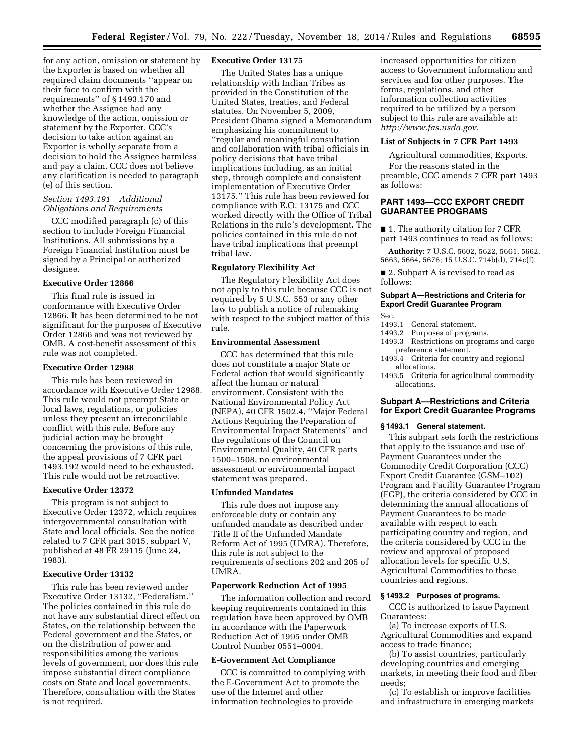for any action, omission or statement by the Exporter is based on whether all required claim documents ''appear on their face to confirm with the requirements'' of § 1493.170 and whether the Assignee had any knowledge of the action, omission or statement by the Exporter. CCC's decision to take action against an Exporter is wholly separate from a decision to hold the Assignee harmless and pay a claim. CCC does not believe any clarification is needed to paragraph (e) of this section.

*Section 1493.191 Additional Obligations and Requirements*

CCC modified paragraph (c) of this section to include Foreign Financial Institutions. All submissions by a Foreign Financial Institution must be signed by a Principal or authorized designee.

**Executive Order 12866**

This final rule is issued in conformance with Executive Order 12866. It has been determined to be not significant for the purposes of Executive Order 12866 and was not reviewed by OMB. A cost-benefit assessment of this rule was not completed.

**Executive Order 12988**

This rule has been reviewed in accordance with Executive Order 12988. This rule would not preempt State or local laws, regulations, or policies unless they present an irreconcilable conflict with this rule. Before any judicial action may be brought concerning the provisions of this rule, the appeal provisions of 7 CFR part 1493.192 would need to be exhausted. This rule would not be retroactive.

**Executive Order 12372**

This program is not subject to Executive Order 12372, which requires intergovernmental consultation with State and local officials. See the notice related to 7 CFR part 3015, subpart V, published at 48 FR 29115 (June 24, 1983).

**Executive Order 13132**

This rule has been reviewed under Executive Order 13132, ''Federalism.'' The policies contained in this rule do not have any substantial direct effect on States, on the relationship between the Federal government and the States, or on the distribution of power and responsibilities among the various levels of government, nor does this rule impose substantial direct compliance costs on State and local governments. Therefore, consultation with the States is not required.

**Executive Order 13175**

The United States has a unique relationship with Indian Tribes as provided in the Constitution of the United States, treaties, and Federal statutes. On November 5, 2009, President Obama signed a Memorandum emphasizing his commitment to ''regular and meaningful consultation and collaboration with tribal officials in policy decisions that have tribal implications including, as an initial step, through complete and consistent implementation of Executive Order 13175.'' This rule has been reviewed for compliance with E.O. 13175 and CCC worked directly with the Office of Tribal Relations in the rule's development. The policies contained in this rule do not have tribal implications that preempt tribal law.

**Regulatory Flexibility Act**

The Regulatory Flexibility Act does not apply to this rule because CCC is not required by 5 U.S.C. 553 or any other law to publish a notice of rulemaking with respect to the subject matter of this rule.

**Environmental Assessment**

CCC has determined that this rule does not constitute a major State or Federal action that would significantly affect the human or natural environment. Consistent with the National Environmental Policy Act (NEPA), 40 CFR 1502.4, ''Major Federal Actions Requiring the Preparation of Environmental Impact Statements'' and the regulations of the Council on Environmental Quality, 40 CFR parts 1500–1508, no environmental assessment or environmental impact statement was prepared.

**Unfunded Mandates**

This rule does not impose any enforceable duty or contain any unfunded mandate as described under Title II of the Unfunded Mandate Reform Act of 1995 (UMRA). Therefore, this rule is not subject to the requirements of sections 202 and 205 of UMRA.

**Paperwork Reduction Act of 1995**

The information collection and record keeping requirements contained in this regulation have been approved by OMB in accordance with the Paperwork Reduction Act of 1995 under OMB Control Number 0551–0004.

**E-Government Act Compliance**

CCC is committed to complying with the E-Government Act to promote the use of the Internet and other information technologies to provide increased opportunities for citizen access to Government information and services and for other purposes. The forms, regulations, and other information collection activities required to be utilized by a person subject to this rule are available at: *http://www.fas.usda.gov.*

**List of Subjects in 7 CFR Part 1493**

Agricultural commodities, Exports.

For the reasons stated in the preamble, CCC amends 7 CFR part 1493 as follows:

## PART 1493—CCC EXPORT CREDIT GUARANTEE PROGRAMS

■ 1. The authority citation for 7 CFR part 1493 continues to read as follows:

**Authority:** 7 U.S.C. 5602, 5622, 5661, 5662, 5663, 5664, 5676; 15 U.S.C. 714b(d), 714c(f).

■ 2. Subpart A is revised to read as follows:

### Subpart A—Restrictions and Criteria for Export Credit Guarantee Program

Sec.
1493.1 General statement.
1493.2 Purposes of programs.
1493.3 Restrictions on programs and cargo preference statement.
1493.4 Criteria for country and regional allocations.
1493.5 Criteria for agricultural commodity allocations.

### Subpart A—Restrictions and Criteria for Export Credit Guarantee Programs

**§ 1493.1 General statement.**

This subpart sets forth the restrictions that apply to the issuance and use of Payment Guarantees under the Commodity Credit Corporation (CCC) Export Credit Guarantee (GSM–102) Program and Facility Guarantee Program (FGP), the criteria considered by CCC in determining the annual allocations of Payment Guarantees to be made available with respect to each participating country and region, and the criteria considered by CCC in the review and approval of proposed allocation levels for specific U.S. Agricultural Commodities to these countries and regions.

**§ 1493.2 Purposes of programs.**

CCC is authorized to issue Payment Guarantees:

(a) To increase exports of U.S. Agricultural Commodities and expand access to trade finance;

(b) To assist countries, particularly developing countries and emerging markets, in meeting their food and fiber needs;

(c) To establish or improve facilities and infrastructure in emerging markets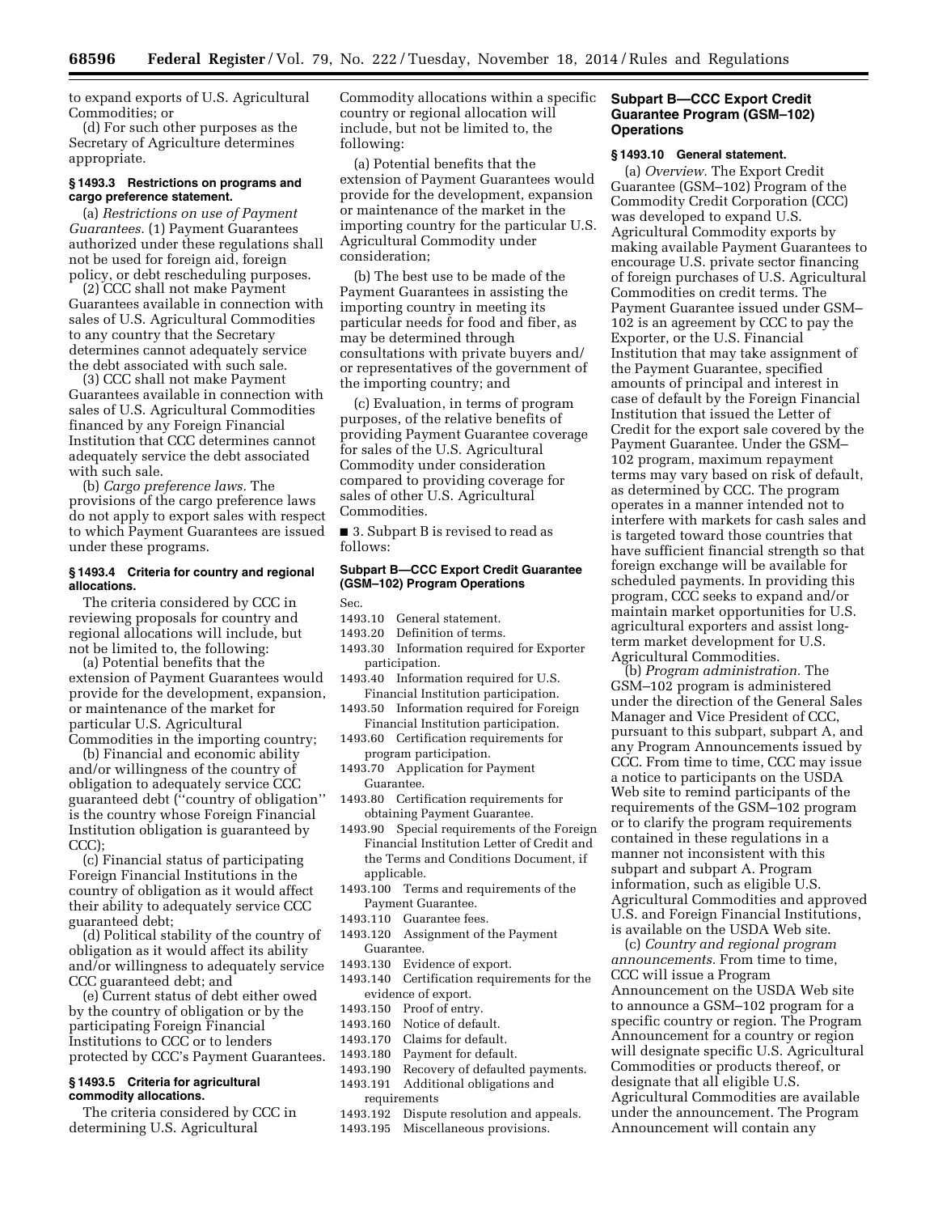to expand exports of U.S. Agricultural Commodities; or

(d) For such other purposes as the Secretary of Agriculture determines appropriate.

#### § 1493.3 Restrictions on programs and cargo preference statement.

(a) *Restrictions on use of Payment Guarantees.* (1) Payment Guarantees authorized under these regulations shall not be used for foreign aid, foreign policy, or debt rescheduling purposes.

(2) CCC shall not make Payment Guarantees available in connection with sales of U.S. Agricultural Commodities to any country that the Secretary determines cannot adequately service the debt associated with such sale.

(3) CCC shall not make Payment Guarantees available in connection with sales of U.S. Agricultural Commodities financed by any Foreign Financial Institution that CCC determines cannot adequately service the debt associated with such sale.

(b) *Cargo preference laws.* The provisions of the cargo preference laws do not apply to export sales with respect to which Payment Guarantees are issued under these programs.

#### § 1493.4 Criteria for country and regional allocations.

The criteria considered by CCC in reviewing proposals for country and regional allocations will include, but not be limited to, the following:

(a) Potential benefits that the extension of Payment Guarantees would provide for the development, expansion, or maintenance of the market for particular U.S. Agricultural Commodities in the importing country;

(b) Financial and economic ability and/or willingness of the country of obligation to adequately service CCC guaranteed debt ("country of obligation" is the country whose Foreign Financial Institution obligation is guaranteed by CCC);

(c) Financial status of participating Foreign Financial Institutions in the country of obligation as it would affect their ability to adequately service CCC guaranteed debt;

(d) Political stability of the country of obligation as it would affect its ability and/or willingness to adequately service CCC guaranteed debt; and

(e) Current status of debt either owed by the country of obligation or by the participating Foreign Financial Institutions to CCC or to lenders protected by CCC's Payment Guarantees.

#### § 1493.5 Criteria for agricultural commodity allocations.

The criteria considered by CCC in determining U.S. Agricultural Commodity allocations within a specific country or regional allocation will include, but not be limited to, the following:

(a) Potential benefits that the extension of Payment Guarantees would provide for the development, expansion or maintenance of the market in the importing country for the particular U.S. Agricultural Commodity under consideration;

(b) The best use to be made of the Payment Guarantees in assisting the importing country in meeting its particular needs for food and fiber, as may be determined through consultations with private buyers and/or representatives of the government of the importing country; and

(c) Evaluation, in terms of program purposes, of the relative benefits of providing Payment Guarantee coverage for sales of the U.S. Agricultural Commodity under consideration compared to providing coverage for sales of other U.S. Agricultural Commodities.

■ 3. Subpart B is revised to read as follows:

### Subpart B—CCC Export Credit Guarantee (GSM–102) Program Operations

Sec.
1493.10 General statement.
1493.20 Definition of terms.
1493.30 Information required for Exporter participation.
1493.40 Information required for U.S. Financial Institution participation.
1493.50 Information required for Foreign Financial Institution participation.
1493.60 Certification requirements for program participation.
1493.70 Application for Payment Guarantee.
1493.80 Certification requirements for obtaining Payment Guarantee.
1493.90 Special requirements of the Foreign Financial Institution Letter of Credit and the Terms and Conditions Document, if applicable.
1493.100 Terms and requirements of the Payment Guarantee.
1493.110 Guarantee fees.
1493.120 Assignment of the Payment Guarantee.
1493.130 Evidence of export.
1493.140 Certification requirements for the evidence of export.
1493.150 Proof of entry.
1493.160 Notice of default.
1493.170 Claims for default.
1493.180 Payment for default.
1493.190 Recovery of defaulted payments.
1493.191 Additional obligations and requirements
1493.192 Dispute resolution and appeals.
1493.195 Miscellaneous provisions.

### Subpart B—CCC Export Credit Guarantee Program (GSM–102) Operations

#### § 1493.10 General statement.

(a) *Overview.* The Export Credit Guarantee (GSM–102) Program of the Commodity Credit Corporation (CCC) was developed to expand U.S. Agricultural Commodity exports by making available Payment Guarantees to encourage U.S. private sector financing of foreign purchases of U.S. Agricultural Commodities on credit terms. The Payment Guarantee issued under GSM–102 is an agreement by CCC to pay the Exporter, or the U.S. Financial Institution that may take assignment of the Payment Guarantee, specified amounts of principal and interest in case of default by the Foreign Financial Institution that issued the Letter of Credit for the export sale covered by the Payment Guarantee. Under the GSM–102 program, maximum repayment terms may vary based on risk of default, as determined by CCC. The program operates in a manner intended not to interfere with markets for cash sales and is targeted toward those countries that have sufficient financial strength so that foreign exchange will be available for scheduled payments. In providing this program, CCC seeks to expand and/or maintain market opportunities for U.S. agricultural exporters and assist long-term market development for U.S. Agricultural Commodities.

(b) *Program administration.* The GSM–102 program is administered under the direction of the General Sales Manager and Vice President of CCC, pursuant to this subpart, subpart A, and any Program Announcements issued by CCC. From time to time, CCC may issue a notice to participants on the USDA Web site to remind participants of the requirements of the GSM–102 program or to clarify the program requirements contained in these regulations in a manner not inconsistent with this subpart and subpart A. Program information, such as eligible U.S. Agricultural Commodities and approved U.S. and Foreign Financial Institutions, is available on the USDA Web site.

(c) *Country and regional program announcements.* From time to time, CCC will issue a Program Announcement on the USDA Web site to announce a GSM–102 program for a specific country or region. The Program Announcement for a country or region will designate specific U.S. Agricultural Commodities or products thereof, or designate that all eligible U.S. Agricultural Commodities are available under the announcement. The Program Announcement will contain any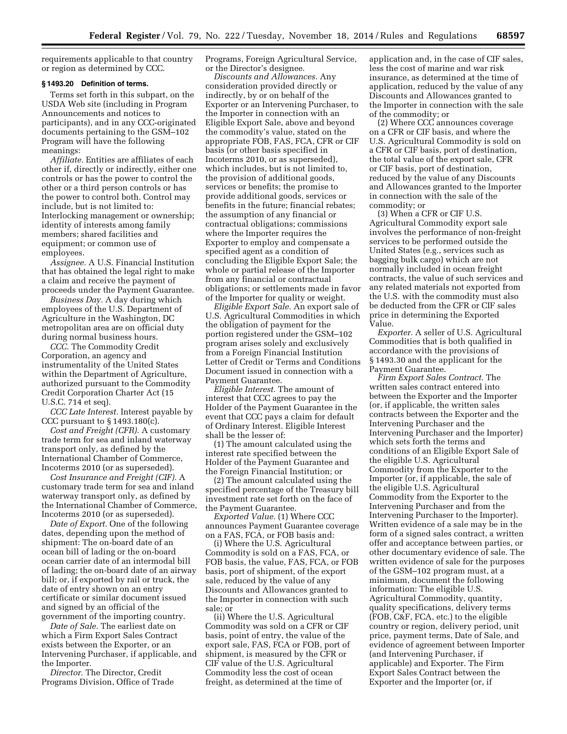requirements applicable to that country or region as determined by CCC.

### § 1493.20 Definition of terms.

Terms set forth in this subpart, on the USDA Web site (including in Program Announcements and notices to participants), and in any CCC-originated documents pertaining to the GSM–102 Program will have the following meanings:

*Affiliate.* Entities are affiliates of each other if, directly or indirectly, either one controls or has the power to control the other or a third person controls or has the power to control both. Control may include, but is not limited to: Interlocking management or ownership; identity of interests among family members; shared facilities and equipment; or common use of employees.

*Assignee.* A U.S. Financial Institution that has obtained the legal right to make a claim and receive the payment of proceeds under the Payment Guarantee.

*Business Day.* A day during which employees of the U.S. Department of Agriculture in the Washington, DC metropolitan area are on official duty during normal business hours.

*CCC.* The Commodity Credit Corporation, an agency and instrumentality of the United States within the Department of Agriculture, authorized pursuant to the Commodity Credit Corporation Charter Act (15 U.S.C. 714 et seq).

*CCC Late Interest.* Interest payable by CCC pursuant to § 1493.180(c).

*Cost and Freight (CFR).* A customary trade term for sea and inland waterway transport only, as defined by the International Chamber of Commerce, Incoterms 2010 (or as superseded).

*Cost Insurance and Freight (CIF).* A customary trade term for sea and inland waterway transport only, as defined by the International Chamber of Commerce, Incoterms 2010 (or as superseded).

*Date of Export.* One of the following dates, depending upon the method of shipment: The on-board date of an ocean bill of lading or the on-board ocean carrier date of an intermodal bill of lading; the on-board date of an airway bill; or, if exported by rail or truck, the date of entry shown on an entry certificate or similar document issued and signed by an official of the government of the importing country.

*Date of Sale.* The earliest date on which a Firm Export Sales Contract exists between the Exporter, or an Intervening Purchaser, if applicable, and the Importer.

*Director.* The Director, Credit Programs Division, Office of Trade Programs, Foreign Agricultural Service, or the Director's designee.

*Discounts and Allowances.* Any consideration provided directly or indirectly, by or on behalf of the Exporter or an Intervening Purchaser, to the Importer in connection with an Eligible Export Sale, above and beyond the commodity's value, stated on the appropriate FOB, FAS, FCA, CFR or CIF basis (or other basis specified in Incoterms 2010, or as superseded), which includes, but is not limited to, the provision of additional goods, services or benefits; the promise to provide additional goods, services or benefits in the future; financial rebates; the assumption of any financial or contractual obligations; commissions where the Importer requires the Exporter to employ and compensate a specified agent as a condition of concluding the Eligible Export Sale; the whole or partial release of the Importer from any financial or contractual obligations; or settlements made in favor of the Importer for quality or weight.

*Eligible Export Sale.* An export sale of U.S. Agricultural Commodities in which the obligation of payment for the portion registered under the GSM–102 program arises solely and exclusively from a Foreign Financial Institution Letter of Credit or Terms and Conditions Document issued in connection with a Payment Guarantee.

*Eligible Interest.* The amount of interest that CCC agrees to pay the Holder of the Payment Guarantee in the event that CCC pays a claim for default of Ordinary Interest. Eligible Interest shall be the lesser of:

(1) The amount calculated using the interest rate specified between the Holder of the Payment Guarantee and the Foreign Financial Institution; or

(2) The amount calculated using the specified percentage of the Treasury bill investment rate set forth on the face of the Payment Guarantee.

*Exported Value.* (1) Where CCC announces Payment Guarantee coverage on a FAS, FCA, or FOB basis and:

(i) Where the U.S. Agricultural Commodity is sold on a FAS, FCA, or FOB basis, the value, FAS, FCA, or FOB basis, port of shipment, of the export sale, reduced by the value of any Discounts and Allowances granted to the Importer in connection with such sale; or

(ii) Where the U.S. Agricultural Commodity was sold on a CFR or CIF basis, point of entry, the value of the export sale, FAS, FCA or FOB, port of shipment, is measured by the CFR or CIF value of the U.S. Agricultural Commodity less the cost of ocean freight, as determined at the time of application and, in the case of CIF sales, less the cost of marine and war risk insurance, as determined at the time of application, reduced by the value of any Discounts and Allowances granted to the Importer in connection with the sale of the commodity; or

(2) Where CCC announces coverage on a CFR or CIF basis, and where the U.S. Agricultural Commodity is sold on a CFR or CIF basis, port of destination, the total value of the export sale, CFR or CIF basis, port of destination, reduced by the value of any Discounts and Allowances granted to the Importer in connection with the sale of the commodity; or

(3) When a CFR or CIF U.S. Agricultural Commodity export sale involves the performance of non-freight services to be performed outside the United States (e.g., services such as bagging bulk cargo) which are not normally included in ocean freight contracts, the value of such services and any related materials not exported from the U.S. with the commodity must also be deducted from the CFR or CIF sales price in determining the Exported Value.

*Exporter.* A seller of U.S. Agricultural Commodities that is both qualified in accordance with the provisions of § 1493.30 and the applicant for the Payment Guarantee.

*Firm Export Sales Contract.* The written sales contract entered into between the Exporter and the Importer (or, if applicable, the written sales contracts between the Exporter and the Intervening Purchaser and the Intervening Purchaser and the Importer) which sets forth the terms and conditions of an Eligible Export Sale of the eligible U.S. Agricultural Commodity from the Exporter to the Importer (or, if applicable, the sale of the eligible U.S. Agricultural Commodity from the Exporter to the Intervening Purchaser and from the Intervening Purchaser to the Importer). Written evidence of a sale may be in the form of a signed sales contract, a written offer and acceptance between parties, or other documentary evidence of sale. The written evidence of sale for the purposes of the GSM–102 program must, at a minimum, document the following information: The eligible U.S. Agricultural Commodity, quantity, quality specifications, delivery terms (FOB, C&F, FCA, etc.) to the eligible country or region, delivery period, unit price, payment terms, Date of Sale, and evidence of agreement between Importer (and Intervening Purchaser, if applicable) and Exporter. The Firm Export Sales Contract between the Exporter and the Importer (or, if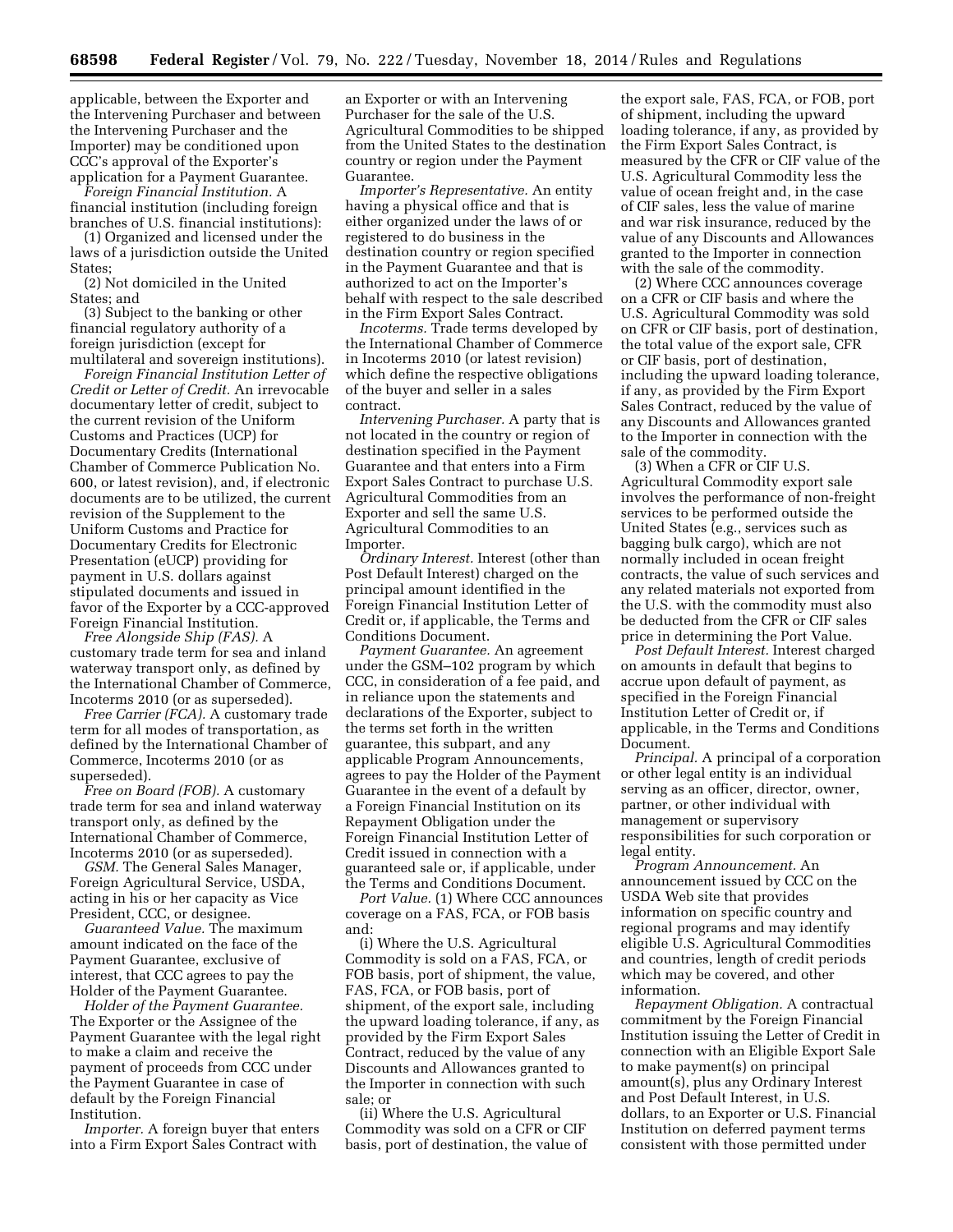applicable, between the Exporter and the Intervening Purchaser and between the Intervening Purchaser and the Importer) may be conditioned upon CCC's approval of the Exporter's application for a Payment Guarantee.

*Foreign Financial Institution.* A financial institution (including foreign branches of U.S. financial institutions):

(1) Organized and licensed under the laws of a jurisdiction outside the United States;

(2) Not domiciled in the United States; and

(3) Subject to the banking or other financial regulatory authority of a foreign jurisdiction (except for multilateral and sovereign institutions).

*Foreign Financial Institution Letter of Credit or Letter of Credit.* An irrevocable documentary letter of credit, subject to the current revision of the Uniform Customs and Practices (UCP) for Documentary Credits (International Chamber of Commerce Publication No. 600, or latest revision), and, if electronic documents are to be utilized, the current revision of the Supplement to the Uniform Customs and Practice for Documentary Credits for Electronic Presentation (eUCP) providing for payment in U.S. dollars against stipulated documents and issued in favor of the Exporter by a CCC-approved Foreign Financial Institution.

*Free Alongside Ship (FAS).* A customary trade term for sea and inland waterway transport only, as defined by the International Chamber of Commerce, Incoterms 2010 (or as superseded).

*Free Carrier (FCA).* A customary trade term for all modes of transportation, as defined by the International Chamber of Commerce, Incoterms 2010 (or as superseded).

*Free on Board (FOB).* A customary trade term for sea and inland waterway transport only, as defined by the International Chamber of Commerce, Incoterms 2010 (or as superseded).

*GSM.* The General Sales Manager, Foreign Agricultural Service, USDA, acting in his or her capacity as Vice President, CCC, or designee.

*Guaranteed Value.* The maximum amount indicated on the face of the Payment Guarantee, exclusive of interest, that CCC agrees to pay the Holder of the Payment Guarantee.

*Holder of the Payment Guarantee.* The Exporter or the Assignee of the Payment Guarantee with the legal right to make a claim and receive the payment of proceeds from CCC under the Payment Guarantee in case of default by the Foreign Financial Institution.

*Importer.* A foreign buyer that enters into a Firm Export Sales Contract with an Exporter or with an Intervening Purchaser for the sale of the U.S. Agricultural Commodities to be shipped from the United States to the destination country or region under the Payment Guarantee.

*Importer's Representative.* An entity having a physical office and that is either organized under the laws of or registered to do business in the destination country or region specified in the Payment Guarantee and that is authorized to act on the Importer's behalf with respect to the sale described in the Firm Export Sales Contract.

*Incoterms.* Trade terms developed by the International Chamber of Commerce in Incoterms 2010 (or latest revision) which define the respective obligations of the buyer and seller in a sales contract.

*Intervening Purchaser.* A party that is not located in the country or region of destination specified in the Payment Guarantee and that enters into a Firm Export Sales Contract to purchase U.S. Agricultural Commodities from an Exporter and sell the same U.S. Agricultural Commodities to an Importer.

*Ordinary Interest.* Interest (other than Post Default Interest) charged on the principal amount identified in the Foreign Financial Institution Letter of Credit or, if applicable, the Terms and Conditions Document.

*Payment Guarantee.* An agreement under the GSM–102 program by which CCC, in consideration of a fee paid, and in reliance upon the statements and declarations of the Exporter, subject to the terms set forth in the written guarantee, this subpart, and any applicable Program Announcements, agrees to pay the Holder of the Payment Guarantee in the event of a default by a Foreign Financial Institution on its Repayment Obligation under the Foreign Financial Institution Letter of Credit issued in connection with a guaranteed sale or, if applicable, under the Terms and Conditions Document.

*Port Value.* (1) Where CCC announces coverage on a FAS, FCA, or FOB basis and:

(i) Where the U.S. Agricultural Commodity is sold on a FAS, FCA, or FOB basis, port of shipment, the value, FAS, FCA, or FOB basis, port of shipment, of the export sale, including the upward loading tolerance, if any, as provided by the Firm Export Sales Contract, reduced by the value of any Discounts and Allowances granted to the Importer in connection with such sale; or

(ii) Where the U.S. Agricultural Commodity was sold on a CFR or CIF basis, port of destination, the value of the export sale, FAS, FCA, or FOB, port of shipment, including the upward loading tolerance, if any, as provided by the Firm Export Sales Contract, is measured by the CFR or CIF value of the U.S. Agricultural Commodity less the value of ocean freight and, in the case of CIF sales, less the value of marine and war risk insurance, reduced by the value of any Discounts and Allowances granted to the Importer in connection with the sale of the commodity.

(2) Where CCC announces coverage on a CFR or CIF basis and where the U.S. Agricultural Commodity was sold on CFR or CIF basis, port of destination, the total value of the export sale, CFR or CIF basis, port of destination, including the upward loading tolerance, if any, as provided by the Firm Export Sales Contract, reduced by the value of any Discounts and Allowances granted to the Importer in connection with the sale of the commodity.

(3) When a CFR or CIF U.S. Agricultural Commodity export sale involves the performance of non-freight services to be performed outside the United States (e.g., services such as bagging bulk cargo), which are not normally included in ocean freight contracts, the value of such services and any related materials not exported from the U.S. with the commodity must also be deducted from the CFR or CIF sales price in determining the Port Value.

*Post Default Interest.* Interest charged on amounts in default that begins to accrue upon default of payment, as specified in the Foreign Financial Institution Letter of Credit or, if applicable, in the Terms and Conditions Document.

*Principal.* A principal of a corporation or other legal entity is an individual serving as an officer, director, owner, partner, or other individual with management or supervisory responsibilities for such corporation or legal entity.

*Program Announcement.* An announcement issued by CCC on the USDA Web site that provides information on specific country and regional programs and may identify eligible U.S. Agricultural Commodities and countries, length of credit periods which may be covered, and other information.

*Repayment Obligation.* A contractual commitment by the Foreign Financial Institution issuing the Letter of Credit in connection with an Eligible Export Sale to make payment(s) on principal amount(s), plus any Ordinary Interest and Post Default Interest, in U.S. dollars, to an Exporter or U.S. Financial Institution on deferred payment terms consistent with those permitted under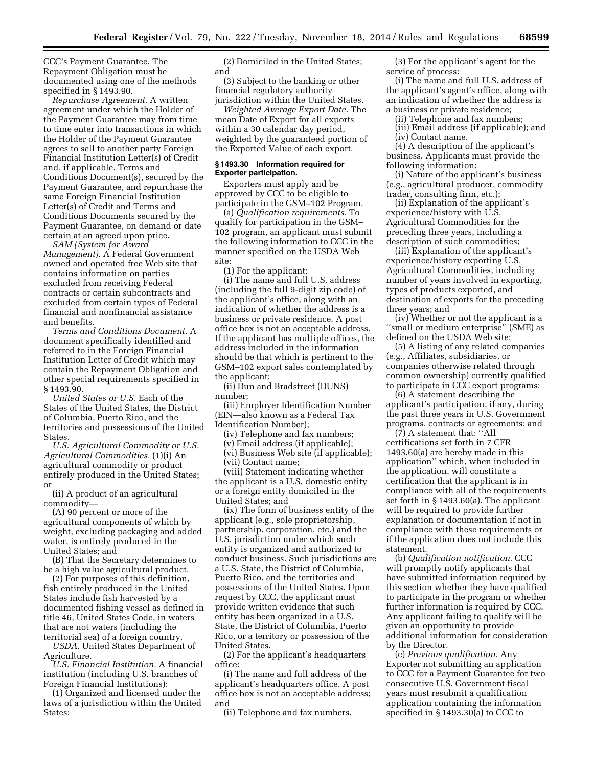CCC's Payment Guarantee. The Repayment Obligation must be documented using one of the methods specified in § 1493.90.

*Repurchase Agreement.* A written agreement under which the Holder of the Payment Guarantee may from time to time enter into transactions in which the Holder of the Payment Guarantee agrees to sell to another party Foreign Financial Institution Letter(s) of Credit and, if applicable, Terms and Conditions Document(s), secured by the Payment Guarantee, and repurchase the same Foreign Financial Institution Letter(s) of Credit and Terms and Conditions Documents secured by the Payment Guarantee, on demand or date certain at an agreed upon price.

*SAM (System for Award Management).* A Federal Government owned and operated free Web site that contains information on parties excluded from receiving Federal contracts or certain subcontracts and excluded from certain types of Federal financial and nonfinancial assistance and benefits.

*Terms and Conditions Document.* A document specifically identified and referred to in the Foreign Financial Institution Letter of Credit which may contain the Repayment Obligation and other special requirements specified in § 1493.90.

*United States or U.S.* Each of the States of the United States, the District of Columbia, Puerto Rico, and the territories and possessions of the United States.

*U.S. Agricultural Commodity or U.S. Agricultural Commodities.* (1)(i) An agricultural commodity or product entirely produced in the United States; or

(ii) A product of an agricultural commodity—

(A) 90 percent or more of the agricultural components of which by weight, excluding packaging and added water, is entirely produced in the United States; and

(B) That the Secretary determines to be a high value agricultural product.

(2) For purposes of this definition, fish entirely produced in the United States include fish harvested by a documented fishing vessel as defined in title 46, United States Code, in waters that are not waters (including the territorial sea) of a foreign country.

*USDA.* United States Department of Agriculture.

*U.S. Financial Institution.* A financial institution (including U.S. branches of Foreign Financial Institutions):

(1) Organized and licensed under the laws of a jurisdiction within the United States;

(2) Domiciled in the United States; and

(3) Subject to the banking or other financial regulatory authority jurisdiction within the United States.

*Weighted Average Export Date.* The mean Date of Export for all exports within a 30 calendar day period, weighted by the guaranteed portion of the Exported Value of each export.

### § 1493.30 Information required for Exporter participation.

Exporters must apply and be approved by CCC to be eligible to participate in the GSM–102 Program.

(a) *Qualification requirements.* To qualify for participation in the GSM–102 program, an applicant must submit the following information to CCC in the manner specified on the USDA Web site:

(1) For the applicant:

(i) The name and full U.S. address (including the full 9-digit zip code) of the applicant's office, along with an indication of whether the address is a business or private residence. A post office box is not an acceptable address. If the applicant has multiple offices, the address included in the information should be that which is pertinent to the GSM–102 export sales contemplated by the applicant;

(ii) Dun and Bradstreet (DUNS) number;

(iii) Employer Identification Number (EIN—also known as a Federal Tax Identification Number);

(iv) Telephone and fax numbers;

(v) Email address (if applicable);

(vi) Business Web site (if applicable);

(vii) Contact name;

(viii) Statement indicating whether the applicant is a U.S. domestic entity or a foreign entity domiciled in the United States; and

(ix) The form of business entity of the applicant (e.g., sole proprietorship, partnership, corporation, etc.) and the U.S. jurisdiction under which such entity is organized and authorized to conduct business. Such jurisdictions are a U.S. State, the District of Columbia, Puerto Rico, and the territories and possessions of the United States. Upon request by CCC, the applicant must provide written evidence that such entity has been organized in a U.S. State, the District of Columbia, Puerto Rico, or a territory or possession of the United States.

(2) For the applicant's headquarters office:

(i) The name and full address of the applicant's headquarters office. A post office box is not an acceptable address; and

(ii) Telephone and fax numbers.

(3) For the applicant's agent for the service of process:

(i) The name and full U.S. address of the applicant's agent's office, along with an indication of whether the address is a business or private residence;

(ii) Telephone and fax numbers;

(iii) Email address (if applicable); and

(iv) Contact name.

(4) A description of the applicant's business. Applicants must provide the following information:

(i) Nature of the applicant's business (e.g., agricultural producer, commodity trader, consulting firm, etc.);

(ii) Explanation of the applicant's experience/history with U.S. Agricultural Commodities for the preceding three years, including a description of such commodities;

(iii) Explanation of the applicant's experience/history exporting U.S. Agricultural Commodities, including number of years involved in exporting, types of products exported, and destination of exports for the preceding three years; and

(iv) Whether or not the applicant is a ''small or medium enterprise'' (SME) as defined on the USDA Web site;

(5) A listing of any related companies (e.g., Affiliates, subsidiaries, or companies otherwise related through common ownership) currently qualified to participate in CCC export programs;

(6) A statement describing the applicant's participation, if any, during the past three years in U.S. Government programs, contracts or agreements; and

(7) A statement that: ''All certifications set forth in 7 CFR 1493.60(a) are hereby made in this application'' which, when included in the application, will constitute a certification that the applicant is in compliance with all of the requirements set forth in § 1493.60(a). The applicant will be required to provide further explanation or documentation if not in compliance with these requirements or if the application does not include this statement.

(b) *Qualification notification.* CCC will promptly notify applicants that have submitted information required by this section whether they have qualified to participate in the program or whether further information is required by CCC. Any applicant failing to qualify will be given an opportunity to provide additional information for consideration by the Director.

(c) *Previous qualification.* Any Exporter not submitting an application to CCC for a Payment Guarantee for two consecutive U.S. Government fiscal years must resubmit a qualification application containing the information specified in § 1493.30(a) to CCC to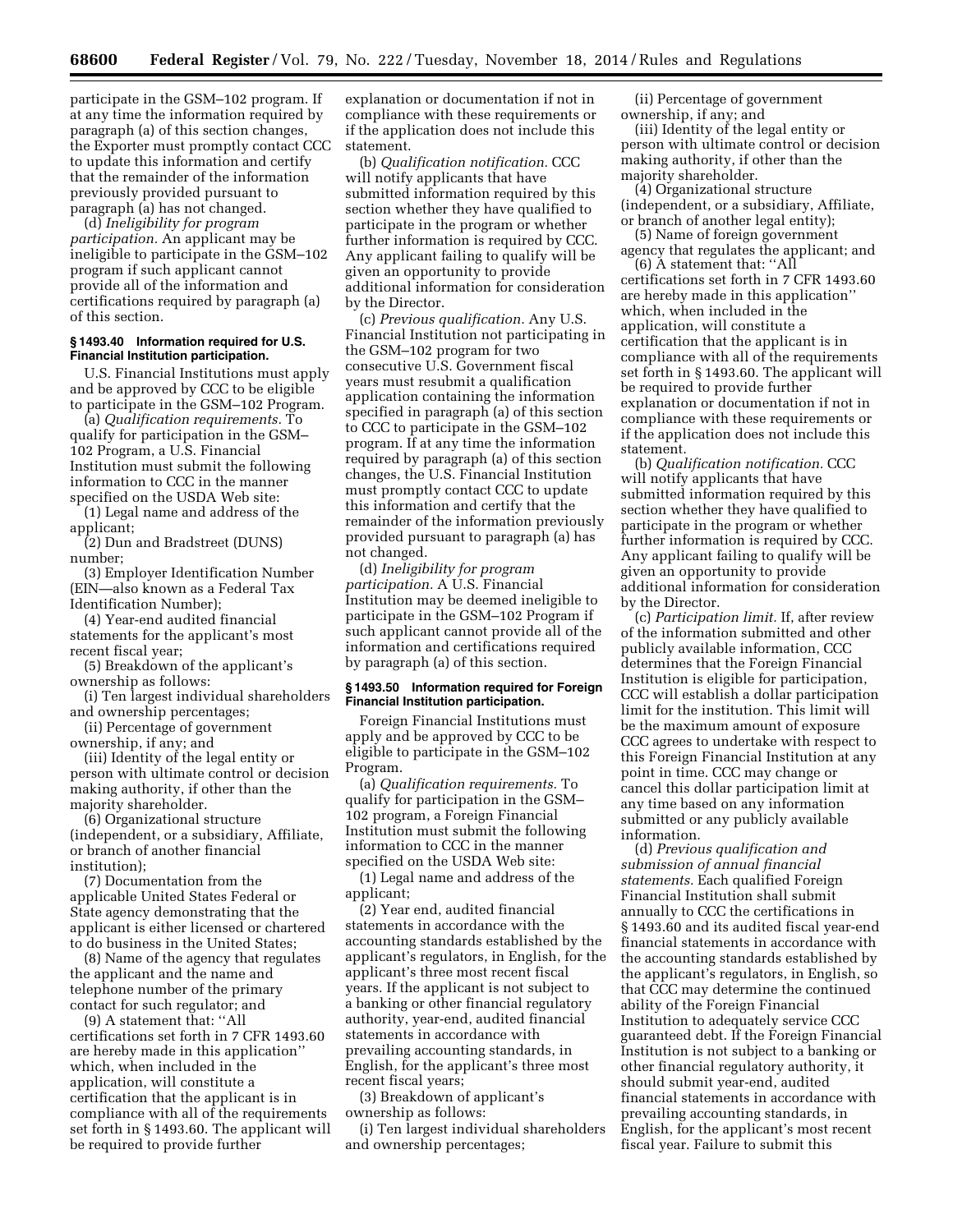participate in the GSM–102 program. If at any time the information required by paragraph (a) of this section changes, the Exporter must promptly contact CCC to update this information and certify that the remainder of the information previously provided pursuant to paragraph (a) has not changed.

(d) *Ineligibility for program participation.* An applicant may be ineligible to participate in the GSM–102 program if such applicant cannot provide all of the information and certifications required by paragraph (a) of this section.

### § 1493.40 Information required for U.S. Financial Institution participation.

U.S. Financial Institutions must apply and be approved by CCC to be eligible to participate in the GSM–102 Program.

(a) *Qualification requirements.* To qualify for participation in the GSM–102 Program, a U.S. Financial Institution must submit the following information to CCC in the manner specified on the USDA Web site:

(1) Legal name and address of the applicant;

(2) Dun and Bradstreet (DUNS) number;

(3) Employer Identification Number (EIN—also known as a Federal Tax Identification Number);

(4) Year-end audited financial statements for the applicant's most recent fiscal year;

(5) Breakdown of the applicant's ownership as follows:

(i) Ten largest individual shareholders and ownership percentages;

(ii) Percentage of government ownership, if any; and

(iii) Identity of the legal entity or person with ultimate control or decision making authority, if other than the majority shareholder.

(6) Organizational structure (independent, or a subsidiary, Affiliate, or branch of another financial institution);

(7) Documentation from the applicable United States Federal or State agency demonstrating that the applicant is either licensed or chartered to do business in the United States;

(8) Name of the agency that regulates the applicant and the name and telephone number of the primary contact for such regulator; and

(9) A statement that: ''All certifications set forth in 7 CFR 1493.60 are hereby made in this application'' which, when included in the application, will constitute a certification that the applicant is in compliance with all of the requirements set forth in § 1493.60. The applicant will be required to provide further explanation or documentation if not in compliance with these requirements or if the application does not include this statement.

(b) *Qualification notification.* CCC will notify applicants that have submitted information required by this section whether they have qualified to participate in the program or whether further information is required by CCC. Any applicant failing to qualify will be given an opportunity to provide additional information for consideration by the Director.

(c) *Previous qualification.* Any U.S. Financial Institution not participating in the GSM–102 program for two consecutive U.S. Government fiscal years must resubmit a qualification application containing the information specified in paragraph (a) of this section to CCC to participate in the GSM–102 program. If at any time the information required by paragraph (a) of this section changes, the U.S. Financial Institution must promptly contact CCC to update this information and certify that the remainder of the information previously provided pursuant to paragraph (a) has not changed.

(d) *Ineligibility for program participation.* A U.S. Financial Institution may be deemed ineligible to participate in the GSM–102 Program if such applicant cannot provide all of the information and certifications required by paragraph (a) of this section.

### § 1493.50 Information required for Foreign Financial Institution participation.

Foreign Financial Institutions must apply and be approved by CCC to be eligible to participate in the GSM–102 Program.

(a) *Qualification requirements.* To qualify for participation in the GSM–102 program, a Foreign Financial Institution must submit the following information to CCC in the manner specified on the USDA Web site:

(1) Legal name and address of the applicant;

(2) Year end, audited financial statements in accordance with the accounting standards established by the applicant's regulators, in English, for the applicant's three most recent fiscal years. If the applicant is not subject to a banking or other financial regulatory authority, year-end, audited financial statements in accordance with prevailing accounting standards, in English, for the applicant's three most recent fiscal years;

(3) Breakdown of applicant's ownership as follows:

(i) Ten largest individual shareholders and ownership percentages;

(ii) Percentage of government ownership, if any; and

(iii) Identity of the legal entity or person with ultimate control or decision making authority, if other than the majority shareholder.

(4) Organizational structure (independent, or a subsidiary, Affiliate, or branch of another legal entity);

(5) Name of foreign government agency that regulates the applicant; and

(6) A statement that: ''All certifications set forth in 7 CFR 1493.60 are hereby made in this application'' which, when included in the application, will constitute a certification that the applicant is in compliance with all of the requirements set forth in § 1493.60. The applicant will be required to provide further explanation or documentation if not in compliance with these requirements or if the application does not include this statement.

(b) *Qualification notification.* CCC will notify applicants that have submitted information required by this section whether they have qualified to participate in the program or whether further information is required by CCC. Any applicant failing to qualify will be given an opportunity to provide additional information for consideration by the Director.

(c) *Participation limit.* If, after review of the information submitted and other publicly available information, CCC determines that the Foreign Financial Institution is eligible for participation, CCC will establish a dollar participation limit for the institution. This limit will be the maximum amount of exposure CCC agrees to undertake with respect to this Foreign Financial Institution at any point in time. CCC may change or cancel this dollar participation limit at any time based on any information submitted or any publicly available information.

(d) *Previous qualification and submission of annual financial statements.* Each qualified Foreign Financial Institution shall submit annually to CCC the certifications in § 1493.60 and its audited fiscal year-end financial statements in accordance with the accounting standards established by the applicant's regulators, in English, so that CCC may determine the continued ability of the Foreign Financial Institution to adequately service CCC guaranteed debt. If the Foreign Financial Institution is not subject to a banking or other financial regulatory authority, it should submit year-end, audited financial statements in accordance with prevailing accounting standards, in English, for the applicant's most recent fiscal year. Failure to submit this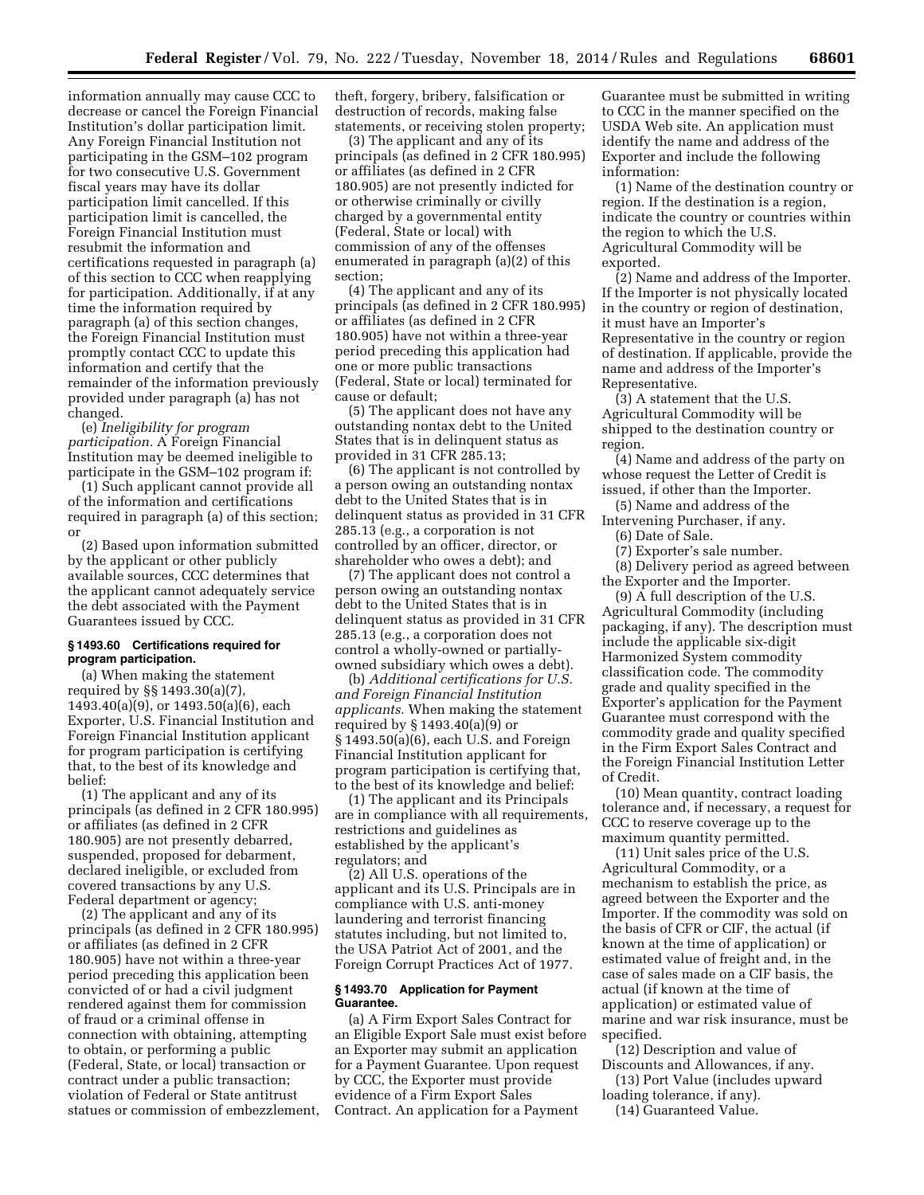information annually may cause CCC to decrease or cancel the Foreign Financial Institution's dollar participation limit. Any Foreign Financial Institution not participating in the GSM–102 program for two consecutive U.S. Government fiscal years may have its dollar participation limit cancelled. If this participation limit is cancelled, the Foreign Financial Institution must resubmit the information and certifications requested in paragraph (a) of this section to CCC when reapplying for participation. Additionally, if at any time the information required by paragraph (a) of this section changes, the Foreign Financial Institution must promptly contact CCC to update this information and certify that the remainder of the information previously provided under paragraph (a) has not changed.

(e) *Ineligibility for program participation.* A Foreign Financial Institution may be deemed ineligible to participate in the GSM–102 program if:

(1) Such applicant cannot provide all of the information and certifications required in paragraph (a) of this section; or

(2) Based upon information submitted by the applicant or other publicly available sources, CCC determines that the applicant cannot adequately service the debt associated with the Payment Guarantees issued by CCC.

### § 1493.60 Certifications required for program participation.

(a) When making the statement required by §§ 1493.30(a)(7), 1493.40(a)(9), or 1493.50(a)(6), each Exporter, U.S. Financial Institution and Foreign Financial Institution applicant for program participation is certifying that, to the best of its knowledge and belief:

(1) The applicant and any of its principals (as defined in 2 CFR 180.995) or affiliates (as defined in 2 CFR 180.905) are not presently debarred, suspended, proposed for debarment, declared ineligible, or excluded from covered transactions by any U.S. Federal department or agency;

(2) The applicant and any of its principals (as defined in 2 CFR 180.995) or affiliates (as defined in 2 CFR 180.905) have not within a three-year period preceding this application been convicted of or had a civil judgment rendered against them for commission of fraud or a criminal offense in connection with obtaining, attempting to obtain, or performing a public (Federal, State, or local) transaction or contract under a public transaction; violation of Federal or State antitrust statues or commission of embezzlement, theft, forgery, bribery, falsification or destruction of records, making false statements, or receiving stolen property;

(3) The applicant and any of its principals (as defined in 2 CFR 180.995) or affiliates (as defined in 2 CFR 180.905) are not presently indicted for or otherwise criminally or civilly charged by a governmental entity (Federal, State or local) with commission of any of the offenses enumerated in paragraph (a)(2) of this section;

(4) The applicant and any of its principals (as defined in 2 CFR 180.995) or affiliates (as defined in 2 CFR 180.905) have not within a three-year period preceding this application had one or more public transactions (Federal, State or local) terminated for cause or default;

(5) The applicant does not have any outstanding nontax debt to the United States that is in delinquent status as provided in 31 CFR 285.13;

(6) The applicant is not controlled by a person owing an outstanding nontax debt to the United States that is in delinquent status as provided in 31 CFR 285.13 (e.g., a corporation is not controlled by an officer, director, or shareholder who owes a debt); and

(7) The applicant does not control a person owing an outstanding nontax debt to the United States that is in delinquent status as provided in 31 CFR 285.13 (e.g., a corporation does not control a wholly-owned or partially-owned subsidiary which owes a debt).

(b) *Additional certifications for U.S. and Foreign Financial Institution applicants.* When making the statement required by § 1493.40(a)(9) or § 1493.50(a)(6), each U.S. and Foreign Financial Institution applicant for program participation is certifying that, to the best of its knowledge and belief:

(1) The applicant and its Principals are in compliance with all requirements, restrictions and guidelines as established by the applicant's regulators; and

(2) All U.S. operations of the applicant and its U.S. Principals are in compliance with U.S. anti-money laundering and terrorist financing statutes including, but not limited to, the USA Patriot Act of 2001, and the Foreign Corrupt Practices Act of 1977.

### § 1493.70 Application for Payment Guarantee.

(a) A Firm Export Sales Contract for an Eligible Export Sale must exist before an Exporter may submit an application for a Payment Guarantee. Upon request by CCC, the Exporter must provide evidence of a Firm Export Sales Contract. An application for a Payment Guarantee must be submitted in writing to CCC in the manner specified on the USDA Web site. An application must identify the name and address of the Exporter and include the following information:

(1) Name of the destination country or region. If the destination is a region, indicate the country or countries within the region to which the U.S. Agricultural Commodity will be exported.

(2) Name and address of the Importer. If the Importer is not physically located in the country or region of destination, it must have an Importer's Representative in the country or region of destination. If applicable, provide the name and address of the Importer's Representative.

(3) A statement that the U.S. Agricultural Commodity will be shipped to the destination country or region.

(4) Name and address of the party on whose request the Letter of Credit is issued, if other than the Importer.

(5) Name and address of the Intervening Purchaser, if any.

(6) Date of Sale.

(7) Exporter's sale number.

(8) Delivery period as agreed between the Exporter and the Importer.

(9) A full description of the U.S. Agricultural Commodity (including packaging, if any). The description must include the applicable six-digit Harmonized System commodity classification code. The commodity grade and quality specified in the Exporter's application for the Payment Guarantee must correspond with the commodity grade and quality specified in the Firm Export Sales Contract and the Foreign Financial Institution Letter of Credit.

(10) Mean quantity, contract loading tolerance and, if necessary, a request for CCC to reserve coverage up to the maximum quantity permitted.

(11) Unit sales price of the U.S. Agricultural Commodity, or a mechanism to establish the price, as agreed between the Exporter and the Importer. If the commodity was sold on the basis of CFR or CIF, the actual (if known at the time of application) or estimated value of freight and, in the case of sales made on a CIF basis, the actual (if known at the time of application) or estimated value of marine and war risk insurance, must be specified.

(12) Description and value of Discounts and Allowances, if any.

(13) Port Value (includes upward loading tolerance, if any).

(14) Guaranteed Value.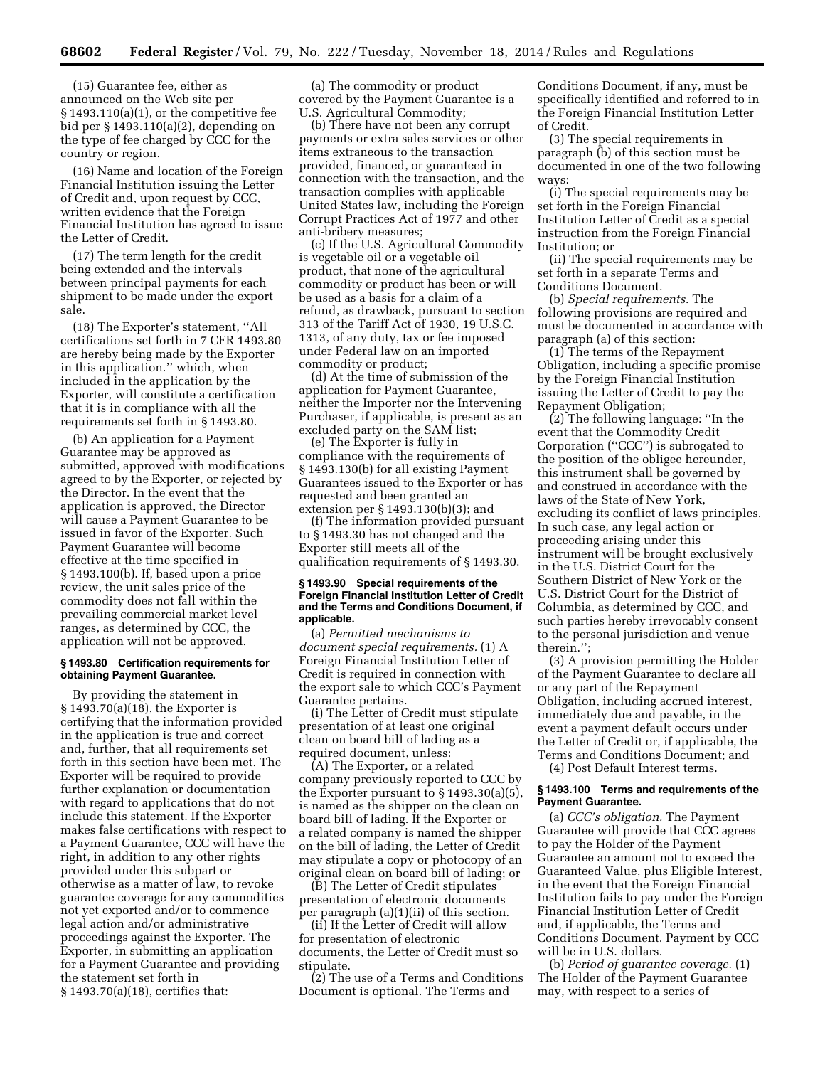(15) Guarantee fee, either as announced on the Web site per § 1493.110(a)(1), or the competitive fee bid per § 1493.110(a)(2), depending on the type of fee charged by CCC for the country or region.

(16) Name and location of the Foreign Financial Institution issuing the Letter of Credit and, upon request by CCC, written evidence that the Foreign Financial Institution has agreed to issue the Letter of Credit.

(17) The term length for the credit being extended and the intervals between principal payments for each shipment to be made under the export sale.

(18) The Exporter's statement, ''All certifications set forth in 7 CFR 1493.80 are hereby being made by the Exporter in this application.'' which, when included in the application by the Exporter, will constitute a certification that it is in compliance with all the requirements set forth in § 1493.80.

(b) An application for a Payment Guarantee may be approved as submitted, approved with modifications agreed to by the Exporter, or rejected by the Director. In the event that the application is approved, the Director will cause a Payment Guarantee to be issued in favor of the Exporter. Such Payment Guarantee will become effective at the time specified in § 1493.100(b). If, based upon a price review, the unit sales price of the commodity does not fall within the prevailing commercial market level ranges, as determined by CCC, the application will not be approved.

#### § 1493.80 Certification requirements for obtaining Payment Guarantee.

By providing the statement in § 1493.70(a)(18), the Exporter is certifying that the information provided in the application is true and correct and, further, that all requirements set forth in this section have been met. The Exporter will be required to provide further explanation or documentation with regard to applications that do not include this statement. If the Exporter makes false certifications with respect to a Payment Guarantee, CCC will have the right, in addition to any other rights provided under this subpart or otherwise as a matter of law, to revoke guarantee coverage for any commodities not yet exported and/or to commence legal action and/or administrative proceedings against the Exporter. The Exporter, in submitting an application for a Payment Guarantee and providing the statement set forth in § 1493.70(a)(18), certifies that:

(a) The commodity or product covered by the Payment Guarantee is a U.S. Agricultural Commodity;

(b) There have not been any corrupt payments or extra sales services or other items extraneous to the transaction provided, financed, or guaranteed in connection with the transaction, and the transaction complies with applicable United States law, including the Foreign Corrupt Practices Act of 1977 and other anti-bribery measures;

(c) If the U.S. Agricultural Commodity is vegetable oil or a vegetable oil product, that none of the agricultural commodity or product has been or will be used as a basis for a claim of a refund, as drawback, pursuant to section 313 of the Tariff Act of 1930, 19 U.S.C. 1313, of any duty, tax or fee imposed under Federal law on an imported commodity or product;

(d) At the time of submission of the application for Payment Guarantee, neither the Importer nor the Intervening Purchaser, if applicable, is present as an excluded party on the SAM list;

(e) The Exporter is fully in compliance with the requirements of § 1493.130(b) for all existing Payment Guarantees issued to the Exporter or has requested and been granted an extension per § 1493.130(b)(3); and

(f) The information provided pursuant to § 1493.30 has not changed and the Exporter still meets all of the qualification requirements of § 1493.30.

#### § 1493.90 Special requirements of the Foreign Financial Institution Letter of Credit and the Terms and Conditions Document, if applicable.

(a) *Permitted mechanisms to document special requirements.* (1) A Foreign Financial Institution Letter of Credit is required in connection with the export sale to which CCC's Payment Guarantee pertains.

(i) The Letter of Credit must stipulate presentation of at least one original clean on board bill of lading as a required document, unless:

(A) The Exporter, or a related company previously reported to CCC by the Exporter pursuant to § 1493.30(a)(5), is named as the shipper on the clean on board bill of lading. If the Exporter or a related company is named the shipper on the bill of lading, the Letter of Credit may stipulate a copy or photocopy of an original clean on board bill of lading; or

(B) The Letter of Credit stipulates presentation of electronic documents per paragraph (a)(1)(ii) of this section.

(ii) If the Letter of Credit will allow for presentation of electronic documents, the Letter of Credit must so stipulate.

(2) The use of a Terms and Conditions Document is optional. The Terms and Conditions Document, if any, must be specifically identified and referred to in the Foreign Financial Institution Letter of Credit.

(3) The special requirements in paragraph (b) of this section must be documented in one of the two following ways:

(i) The special requirements may be set forth in the Foreign Financial Institution Letter of Credit as a special instruction from the Foreign Financial Institution; or

(ii) The special requirements may be set forth in a separate Terms and Conditions Document.

(b) *Special requirements.* The following provisions are required and must be documented in accordance with paragraph (a) of this section:

(1) The terms of the Repayment Obligation, including a specific promise by the Foreign Financial Institution issuing the Letter of Credit to pay the Repayment Obligation;

(2) The following language: ''In the event that the Commodity Credit Corporation (''CCC'') is subrogated to the position of the obligee hereunder, this instrument shall be governed by and construed in accordance with the laws of the State of New York, excluding its conflict of laws principles. In such case, any legal action or proceeding arising under this instrument will be brought exclusively in the U.S. District Court for the Southern District of New York or the U.S. District Court for the District of Columbia, as determined by CCC, and such parties hereby irrevocably consent to the personal jurisdiction and venue therein.'';

(3) A provision permitting the Holder of the Payment Guarantee to declare all or any part of the Repayment Obligation, including accrued interest, immediately due and payable, in the event a payment default occurs under the Letter of Credit or, if applicable, the Terms and Conditions Document; and

(4) Post Default Interest terms.

#### § 1493.100 Terms and requirements of the Payment Guarantee.

(a) *CCC's obligation.* The Payment Guarantee will provide that CCC agrees to pay the Holder of the Payment Guarantee an amount not to exceed the Guaranteed Value, plus Eligible Interest, in the event that the Foreign Financial Institution fails to pay under the Foreign Financial Institution Letter of Credit and, if applicable, the Terms and Conditions Document. Payment by CCC will be in U.S. dollars.

(b) *Period of guarantee coverage.* (1) The Holder of the Payment Guarantee may, with respect to a series of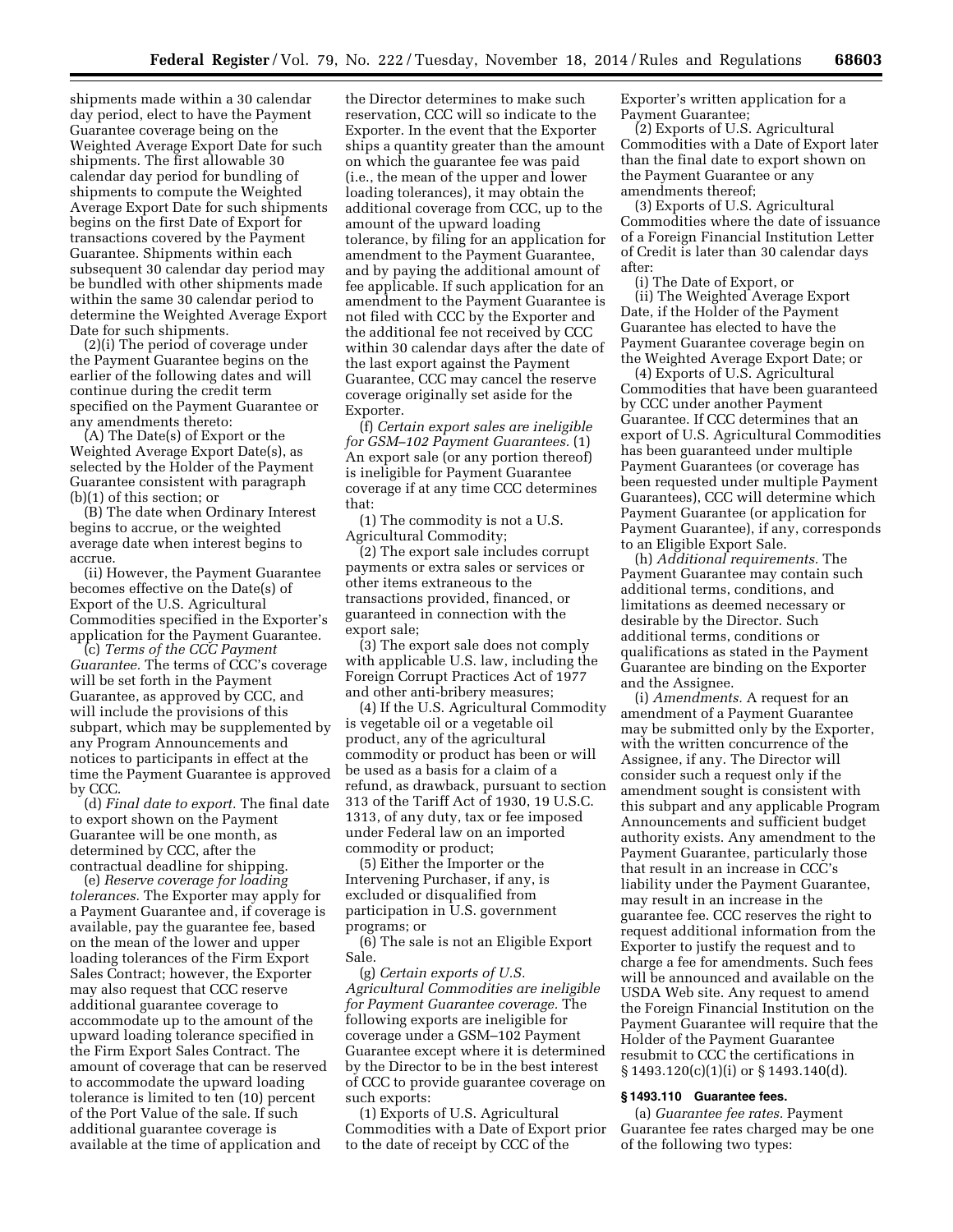shipments made within a 30 calendar day period, elect to have the Payment Guarantee coverage being on the Weighted Average Export Date for such shipments. The first allowable 30 calendar day period for bundling of shipments to compute the Weighted Average Export Date for such shipments begins on the first Date of Export for transactions covered by the Payment Guarantee. Shipments within each subsequent 30 calendar day period may be bundled with other shipments made within the same 30 calendar period to determine the Weighted Average Export Date for such shipments.

(2)(i) The period of coverage under the Payment Guarantee begins on the earlier of the following dates and will continue during the credit term specified on the Payment Guarantee or any amendments thereto:

(A) The Date(s) of Export or the Weighted Average Export Date(s), as selected by the Holder of the Payment Guarantee consistent with paragraph (b)(1) of this section; or

(B) The date when Ordinary Interest begins to accrue, or the weighted average date when interest begins to accrue.

(ii) However, the Payment Guarantee becomes effective on the Date(s) of Export of the U.S. Agricultural Commodities specified in the Exporter's application for the Payment Guarantee.

(c) *Terms of the CCC Payment Guarantee.* The terms of CCC's coverage will be set forth in the Payment Guarantee, as approved by CCC, and will include the provisions of this subpart, which may be supplemented by any Program Announcements and notices to participants in effect at the time the Payment Guarantee is approved by CCC.

(d) *Final date to export.* The final date to export shown on the Payment Guarantee will be one month, as determined by CCC, after the contractual deadline for shipping.

(e) *Reserve coverage for loading tolerances.* The Exporter may apply for a Payment Guarantee and, if coverage is available, pay the guarantee fee, based on the mean of the lower and upper loading tolerances of the Firm Export Sales Contract; however, the Exporter may also request that CCC reserve additional guarantee coverage to accommodate up to the amount of the upward loading tolerance specified in the Firm Export Sales Contract. The amount of coverage that can be reserved to accommodate the upward loading tolerance is limited to ten (10) percent of the Port Value of the sale. If such additional guarantee coverage is available at the time of application and the Director determines to make such reservation, CCC will so indicate to the Exporter. In the event that the Exporter ships a quantity greater than the amount on which the guarantee fee was paid (i.e., the mean of the upper and lower loading tolerances), it may obtain the additional coverage from CCC, up to the amount of the upward loading tolerance, by filing for an application for amendment to the Payment Guarantee, and by paying the additional amount of fee applicable. If such application for an amendment to the Payment Guarantee is not filed with CCC by the Exporter and the additional fee not received by CCC within 30 calendar days after the date of the last export against the Payment Guarantee, CCC may cancel the reserve coverage originally set aside for the Exporter.

(f) *Certain export sales are ineligible for GSM–102 Payment Guarantees.* (1) An export sale (or any portion thereof) is ineligible for Payment Guarantee coverage if at any time CCC determines that:

(1) The commodity is not a U.S. Agricultural Commodity;

(2) The export sale includes corrupt payments or extra sales or services or other items extraneous to the transactions provided, financed, or guaranteed in connection with the export sale;

(3) The export sale does not comply with applicable U.S. law, including the Foreign Corrupt Practices Act of 1977 and other anti-bribery measures;

(4) If the U.S. Agricultural Commodity is vegetable oil or a vegetable oil product, any of the agricultural commodity or product has been or will be used as a basis for a claim of a refund, as drawback, pursuant to section 313 of the Tariff Act of 1930, 19 U.S.C. 1313, of any duty, tax or fee imposed under Federal law on an imported commodity or product;

(5) Either the Importer or the Intervening Purchaser, if any, is excluded or disqualified from participation in U.S. government programs; or

(6) The sale is not an Eligible Export Sale.

(g) *Certain exports of U.S. Agricultural Commodities are ineligible for Payment Guarantee coverage.* The following exports are ineligible for coverage under a GSM–102 Payment Guarantee except where it is determined by the Director to be in the best interest of CCC to provide guarantee coverage on such exports:

(1) Exports of U.S. Agricultural Commodities with a Date of Export prior to the date of receipt by CCC of the Exporter's written application for a Payment Guarantee;

(2) Exports of U.S. Agricultural Commodities with a Date of Export later than the final date to export shown on the Payment Guarantee or any amendments thereof;

(3) Exports of U.S. Agricultural Commodities where the date of issuance of a Foreign Financial Institution Letter of Credit is later than 30 calendar days after:

(i) The Date of Export, or

(ii) The Weighted Average Export Date, if the Holder of the Payment Guarantee has elected to have the Payment Guarantee coverage begin on the Weighted Average Export Date; or

(4) Exports of U.S. Agricultural Commodities that have been guaranteed by CCC under another Payment Guarantee. If CCC determines that an export of U.S. Agricultural Commodities has been guaranteed under multiple Payment Guarantees (or coverage has been requested under multiple Payment Guarantees), CCC will determine which Payment Guarantee (or application for Payment Guarantee), if any, corresponds to an Eligible Export Sale.

(h) *Additional requirements.* The Payment Guarantee may contain such additional terms, conditions, and limitations as deemed necessary or desirable by the Director. Such additional terms, conditions or qualifications as stated in the Payment Guarantee are binding on the Exporter and the Assignee.

(i) *Amendments.* A request for an amendment of a Payment Guarantee may be submitted only by the Exporter, with the written concurrence of the Assignee, if any. The Director will consider such a request only if the amendment sought is consistent with this subpart and any applicable Program Announcements and sufficient budget authority exists. Any amendment to the Payment Guarantee, particularly those that result in an increase in CCC's liability under the Payment Guarantee, may result in an increase in the guarantee fee. CCC reserves the right to request additional information from the Exporter to justify the request and to charge a fee for amendments. Such fees will be announced and available on the USDA Web site. Any request to amend the Foreign Financial Institution on the Payment Guarantee will require that the Holder of the Payment Guarantee resubmit to CCC the certifications in § 1493.120(c)(1)(i) or § 1493.140(d).

### § 1493.110 Guarantee fees.

(a) *Guarantee fee rates.* Payment Guarantee fee rates charged may be one of the following two types: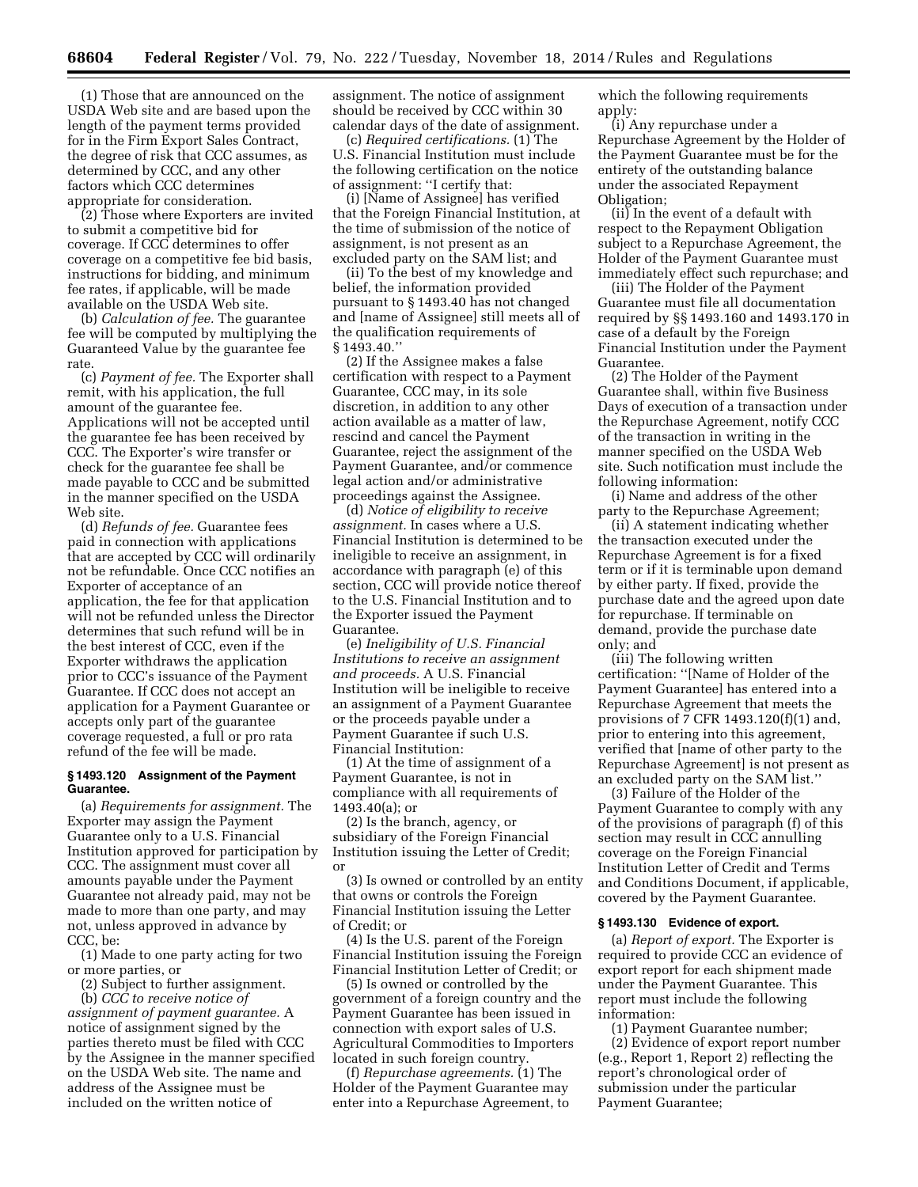(1) Those that are announced on the USDA Web site and are based upon the length of the payment terms provided for in the Firm Export Sales Contract, the degree of risk that CCC assumes, as determined by CCC, and any other factors which CCC determines appropriate for consideration.

(2) Those where Exporters are invited to submit a competitive bid for coverage. If CCC determines to offer coverage on a competitive fee bid basis, instructions for bidding, and minimum fee rates, if applicable, will be made available on the USDA Web site.

(b) *Calculation of fee.* The guarantee fee will be computed by multiplying the Guaranteed Value by the guarantee fee rate.

(c) *Payment of fee.* The Exporter shall remit, with his application, the full amount of the guarantee fee. Applications will not be accepted until the guarantee fee has been received by CCC. The Exporter's wire transfer or check for the guarantee fee shall be made payable to CCC and be submitted in the manner specified on the USDA Web site.

(d) *Refunds of fee.* Guarantee fees paid in connection with applications that are accepted by CCC will ordinarily not be refundable. Once CCC notifies an Exporter of acceptance of an application, the fee for that application will not be refunded unless the Director determines that such refund will be in the best interest of CCC, even if the Exporter withdraws the application prior to CCC's issuance of the Payment Guarantee. If CCC does not accept an application for a Payment Guarantee or accepts only part of the guarantee coverage requested, a full or pro rata refund of the fee will be made.

### § 1493.120 Assignment of the Payment Guarantee.

(a) *Requirements for assignment.* The Exporter may assign the Payment Guarantee only to a U.S. Financial Institution approved for participation by CCC. The assignment must cover all amounts payable under the Payment Guarantee not already paid, may not be made to more than one party, and may not, unless approved in advance by CCC, be:

(1) Made to one party acting for two or more parties, or

(2) Subject to further assignment.

(b) *CCC to receive notice of assignment of payment guarantee.* A notice of assignment signed by the parties thereto must be filed with CCC by the Assignee in the manner specified on the USDA Web site. The name and address of the Assignee must be included on the written notice of assignment. The notice of assignment should be received by CCC within 30 calendar days of the date of assignment.

(c) *Required certifications.* (1) The U.S. Financial Institution must include the following certification on the notice of assignment: ''I certify that:

(i) [Name of Assignee] has verified that the Foreign Financial Institution, at the time of submission of the notice of assignment, is not present as an excluded party on the SAM list; and

(ii) To the best of my knowledge and belief, the information provided pursuant to § 1493.40 has not changed and [name of Assignee] still meets all of the qualification requirements of § 1493.40.''

(2) If the Assignee makes a false certification with respect to a Payment Guarantee, CCC may, in its sole discretion, in addition to any other action available as a matter of law, rescind and cancel the Payment Guarantee, reject the assignment of the Payment Guarantee, and/or commence legal action and/or administrative proceedings against the Assignee.

(d) *Notice of eligibility to receive assignment.* In cases where a U.S. Financial Institution is determined to be ineligible to receive an assignment, in accordance with paragraph (e) of this section, CCC will provide notice thereof to the U.S. Financial Institution and to the Exporter issued the Payment Guarantee.

(e) *Ineligibility of U.S. Financial Institutions to receive an assignment and proceeds.* A U.S. Financial Institution will be ineligible to receive an assignment of a Payment Guarantee or the proceeds payable under a Payment Guarantee if such U.S. Financial Institution:

(1) At the time of assignment of a Payment Guarantee, is not in compliance with all requirements of 1493.40(a); or

(2) Is the branch, agency, or subsidiary of the Foreign Financial Institution issuing the Letter of Credit; or

(3) Is owned or controlled by an entity that owns or controls the Foreign Financial Institution issuing the Letter of Credit; or

(4) Is the U.S. parent of the Foreign Financial Institution issuing the Foreign Financial Institution Letter of Credit; or

(5) Is owned or controlled by the government of a foreign country and the Payment Guarantee has been issued in connection with export sales of U.S. Agricultural Commodities to Importers located in such foreign country.

(f) *Repurchase agreements.* (1) The Holder of the Payment Guarantee may enter into a Repurchase Agreement, to which the following requirements apply:

(i) Any repurchase under a Repurchase Agreement by the Holder of the Payment Guarantee must be for the entirety of the outstanding balance under the associated Repayment Obligation;

(ii) In the event of a default with respect to the Repayment Obligation subject to a Repurchase Agreement, the Holder of the Payment Guarantee must immediately effect such repurchase; and

(iii) The Holder of the Payment Guarantee must file all documentation required by §§ 1493.160 and 1493.170 in case of a default by the Foreign Financial Institution under the Payment Guarantee.

(2) The Holder of the Payment Guarantee shall, within five Business Days of execution of a transaction under the Repurchase Agreement, notify CCC of the transaction in writing in the manner specified on the USDA Web site. Such notification must include the following information:

(i) Name and address of the other party to the Repurchase Agreement;

(ii) A statement indicating whether the transaction executed under the Repurchase Agreement is for a fixed term or if it is terminable upon demand by either party. If fixed, provide the purchase date and the agreed upon date for repurchase. If terminable on demand, provide the purchase date only; and

(iii) The following written certification: ''[Name of Holder of the Payment Guarantee] has entered into a Repurchase Agreement that meets the provisions of 7 CFR 1493.120(f)(1) and, prior to entering into this agreement, verified that [name of other party to the Repurchase Agreement] is not present as an excluded party on the SAM list.''

(3) Failure of the Holder of the Payment Guarantee to comply with any of the provisions of paragraph (f) of this section may result in CCC annulling coverage on the Foreign Financial Institution Letter of Credit and Terms and Conditions Document, if applicable, covered by the Payment Guarantee.

### § 1493.130 Evidence of export.

(a) *Report of export.* The Exporter is required to provide CCC an evidence of export report for each shipment made under the Payment Guarantee. This report must include the following information:

(1) Payment Guarantee number;

(2) Evidence of export report number (e.g., Report 1, Report 2) reflecting the report's chronological order of submission under the particular Payment Guarantee;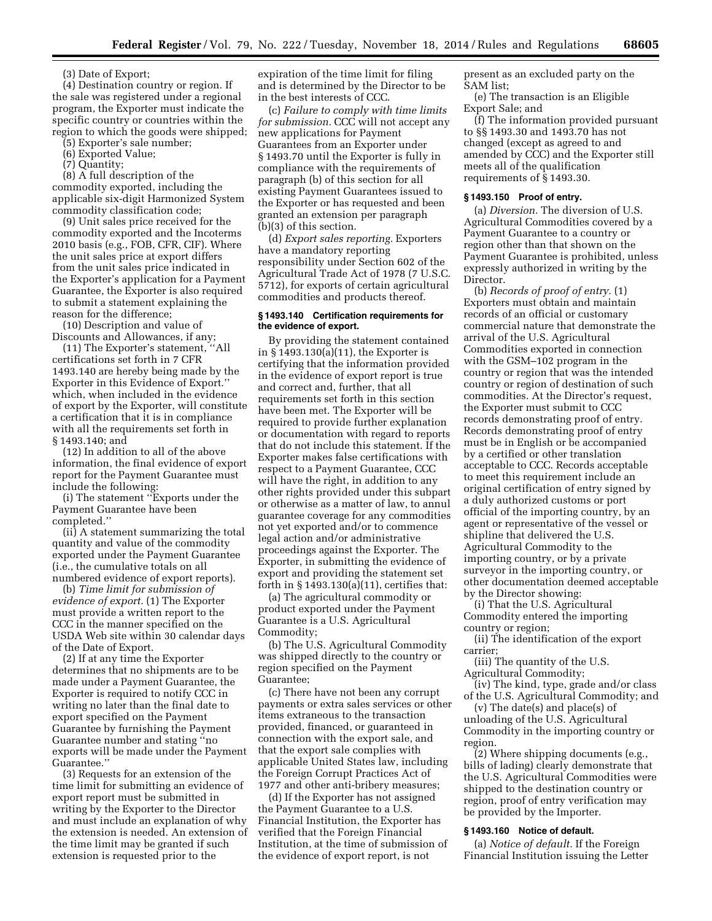(3) Date of Export;

(4) Destination country or region. If the sale was registered under a regional program, the Exporter must indicate the specific country or countries within the region to which the goods were shipped;

(5) Exporter's sale number;

(6) Exported Value;

(7) Quantity;

(8) A full description of the commodity exported, including the applicable six-digit Harmonized System commodity classification code;

(9) Unit sales price received for the commodity exported and the Incoterms 2010 basis (e.g., FOB, CFR, CIF). Where the unit sales price at export differs from the unit sales price indicated in the Exporter's application for a Payment Guarantee, the Exporter is also required to submit a statement explaining the reason for the difference;

(10) Description and value of Discounts and Allowances, if any;

(11) The Exporter's statement, ''All certifications set forth in 7 CFR 1493.140 are hereby being made by the Exporter in this Evidence of Export.'' which, when included in the evidence of export by the Exporter, will constitute a certification that it is in compliance with all the requirements set forth in § 1493.140; and

(12) In addition to all of the above information, the final evidence of export report for the Payment Guarantee must include the following:

(i) The statement ''Exports under the Payment Guarantee have been completed.''

(ii) A statement summarizing the total quantity and value of the commodity exported under the Payment Guarantee (i.e., the cumulative totals on all numbered evidence of export reports).

(b) *Time limit for submission of evidence of export.* (1) The Exporter must provide a written report to the CCC in the manner specified on the USDA Web site within 30 calendar days of the Date of Export.

(2) If at any time the Exporter determines that no shipments are to be made under a Payment Guarantee, the Exporter is required to notify CCC in writing no later than the final date to export specified on the Payment Guarantee by furnishing the Payment Guarantee number and stating ''no exports will be made under the Payment Guarantee.''

(3) Requests for an extension of the time limit for submitting an evidence of export report must be submitted in writing by the Exporter to the Director and must include an explanation of why the extension is needed. An extension of the time limit may be granted if such extension is requested prior to the expiration of the time limit for filing and is determined by the Director to be in the best interests of CCC.

(c) *Failure to comply with time limits for submission.* CCC will not accept any new applications for Payment Guarantees from an Exporter under § 1493.70 until the Exporter is fully in compliance with the requirements of paragraph (b) of this section for all existing Payment Guarantees issued to the Exporter or has requested and been granted an extension per paragraph (b)(3) of this section.

(d) *Export sales reporting.* Exporters have a mandatory reporting responsibility under Section 602 of the Agricultural Trade Act of 1978 (7 U.S.C. 5712), for exports of certain agricultural commodities and products thereof.

### § 1493.140 Certification requirements for the evidence of export.

By providing the statement contained in § 1493.130(a)(11), the Exporter is certifying that the information provided in the evidence of export report is true and correct and, further, that all requirements set forth in this section have been met. The Exporter will be required to provide further explanation or documentation with regard to reports that do not include this statement. If the Exporter makes false certifications with respect to a Payment Guarantee, CCC will have the right, in addition to any other rights provided under this subpart or otherwise as a matter of law, to annul guarantee coverage for any commodities not yet exported and/or to commence legal action and/or administrative proceedings against the Exporter. The Exporter, in submitting the evidence of export and providing the statement set forth in § 1493.130(a)(11), certifies that:

(a) The agricultural commodity or product exported under the Payment Guarantee is a U.S. Agricultural Commodity;

(b) The U.S. Agricultural Commodity was shipped directly to the country or region specified on the Payment Guarantee;

(c) There have not been any corrupt payments or extra sales services or other items extraneous to the transaction provided, financed, or guaranteed in connection with the export sale, and that the export sale complies with applicable United States law, including the Foreign Corrupt Practices Act of 1977 and other anti-bribery measures;

(d) If the Exporter has not assigned the Payment Guarantee to a U.S. Financial Institution, the Exporter has verified that the Foreign Financial Institution, at the time of submission of the evidence of export report, is not present as an excluded party on the SAM list;

(e) The transaction is an Eligible Export Sale; and

(f) The information provided pursuant to §§ 1493.30 and 1493.70 has not changed (except as agreed to and amended by CCC) and the Exporter still meets all of the qualification requirements of § 1493.30.

### § 1493.150 Proof of entry.

(a) *Diversion.* The diversion of U.S. Agricultural Commodities covered by a Payment Guarantee to a country or region other than that shown on the Payment Guarantee is prohibited, unless expressly authorized in writing by the Director.

(b) *Records of proof of entry.* (1) Exporters must obtain and maintain records of an official or customary commercial nature that demonstrate the arrival of the U.S. Agricultural Commodities exported in connection with the GSM–102 program in the country or region that was the intended country or region of destination of such commodities. At the Director's request, the Exporter must submit to CCC records demonstrating proof of entry. Records demonstrating proof of entry must be in English or be accompanied by a certified or other translation acceptable to CCC. Records acceptable to meet this requirement include an original certification of entry signed by a duly authorized customs or port official of the importing country, by an agent or representative of the vessel or shipline that delivered the U.S. Agricultural Commodity to the importing country, or by a private surveyor in the importing country, or other documentation deemed acceptable by the Director showing:

(i) That the U.S. Agricultural Commodity entered the importing country or region;

(ii) The identification of the export carrier;

(iii) The quantity of the U.S. Agricultural Commodity;

(iv) The kind, type, grade and/or class of the U.S. Agricultural Commodity; and

(v) The date(s) and place(s) of unloading of the U.S. Agricultural Commodity in the importing country or region.

(2) Where shipping documents (e.g., bills of lading) clearly demonstrate that the U.S. Agricultural Commodities were shipped to the destination country or region, proof of entry verification may be provided by the Importer.

### § 1493.160 Notice of default.

(a) *Notice of default.* If the Foreign Financial Institution issuing the Letter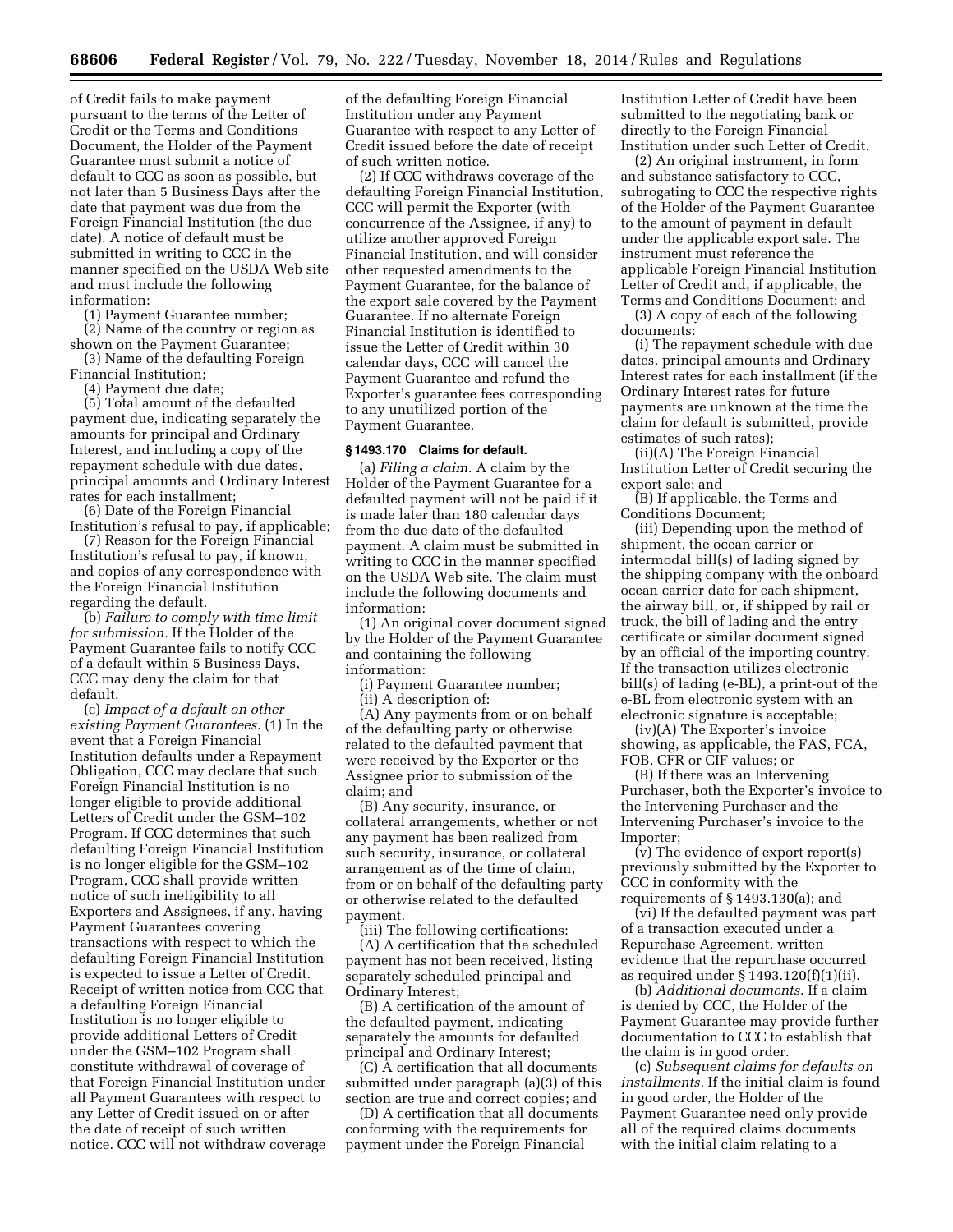of Credit fails to make payment pursuant to the terms of the Letter of Credit or the Terms and Conditions Document, the Holder of the Payment Guarantee must submit a notice of default to CCC as soon as possible, but not later than 5 Business Days after the date that payment was due from the Foreign Financial Institution (the due date). A notice of default must be submitted in writing to CCC in the manner specified on the USDA Web site and must include the following information:

(1) Payment Guarantee number;

(2) Name of the country or region as shown on the Payment Guarantee;

(3) Name of the defaulting Foreign Financial Institution;

(4) Payment due date;

(5) Total amount of the defaulted payment due, indicating separately the amounts for principal and Ordinary Interest, and including a copy of the repayment schedule with due dates, principal amounts and Ordinary Interest rates for each installment;

(6) Date of the Foreign Financial Institution's refusal to pay, if applicable;

(7) Reason for the Foreign Financial Institution's refusal to pay, if known, and copies of any correspondence with the Foreign Financial Institution regarding the default.

(b) *Failure to comply with time limit for submission.* If the Holder of the Payment Guarantee fails to notify CCC of a default within 5 Business Days, CCC may deny the claim for that default.

(c) *Impact of a default on other existing Payment Guarantees.* (1) In the event that a Foreign Financial Institution defaults under a Repayment Obligation, CCC may declare that such Foreign Financial Institution is no longer eligible to provide additional Letters of Credit under the GSM–102 Program. If CCC determines that such defaulting Foreign Financial Institution is no longer eligible for the GSM–102 Program, CCC shall provide written notice of such ineligibility to all Exporters and Assignees, if any, having Payment Guarantees covering transactions with respect to which the defaulting Foreign Financial Institution is expected to issue a Letter of Credit. Receipt of written notice from CCC that a defaulting Foreign Financial Institution is no longer eligible to provide additional Letters of Credit under the GSM–102 Program shall constitute withdrawal of coverage of that Foreign Financial Institution under all Payment Guarantees with respect to any Letter of Credit issued on or after the date of receipt of such written notice. CCC will not withdraw coverage of the defaulting Foreign Financial Institution under any Payment Guarantee with respect to any Letter of Credit issued before the date of receipt of such written notice.

(2) If CCC withdraws coverage of the defaulting Foreign Financial Institution, CCC will permit the Exporter (with concurrence of the Assignee, if any) to utilize another approved Foreign Financial Institution, and will consider other requested amendments to the Payment Guarantee, for the balance of the export sale covered by the Payment Guarantee. If no alternate Foreign Financial Institution is identified to issue the Letter of Credit within 30 calendar days, CCC will cancel the Payment Guarantee and refund the Exporter's guarantee fees corresponding to any unutilized portion of the Payment Guarantee.

**§ 1493.170 Claims for default.**

(a) *Filing a claim.* A claim by the Holder of the Payment Guarantee for a defaulted payment will not be paid if it is made later than 180 calendar days from the due date of the defaulted payment. A claim must be submitted in writing to CCC in the manner specified on the USDA Web site. The claim must include the following documents and information:

(1) An original cover document signed by the Holder of the Payment Guarantee and containing the following information:

(i) Payment Guarantee number;

(ii) A description of:

(A) Any payments from or on behalf of the defaulting party or otherwise related to the defaulted payment that were received by the Exporter or the Assignee prior to submission of the claim; and

(B) Any security, insurance, or collateral arrangements, whether or not any payment has been realized from such security, insurance, or collateral arrangement as of the time of claim, from or on behalf of the defaulting party or otherwise related to the defaulted payment.

(iii) The following certifications:

(A) A certification that the scheduled payment has not been received, listing separately scheduled principal and Ordinary Interest;

(B) A certification of the amount of the defaulted payment, indicating separately the amounts for defaulted principal and Ordinary Interest;

(C) A certification that all documents submitted under paragraph (a)(3) of this section are true and correct copies; and

(D) A certification that all documents conforming with the requirements for payment under the Foreign Financial Institution Letter of Credit have been submitted to the negotiating bank or directly to the Foreign Financial Institution under such Letter of Credit.

(2) An original instrument, in form and substance satisfactory to CCC, subrogating to CCC the respective rights of the Holder of the Payment Guarantee to the amount of payment in default under the applicable export sale. The instrument must reference the applicable Foreign Financial Institution Letter of Credit and, if applicable, the Terms and Conditions Document; and

(3) A copy of each of the following documents:

(i) The repayment schedule with due dates, principal amounts and Ordinary Interest rates for each installment (if the Ordinary Interest rates for future payments are unknown at the time the claim for default is submitted, provide estimates of such rates);

(ii)(A) The Foreign Financial Institution Letter of Credit securing the export sale; and

(B) If applicable, the Terms and Conditions Document;

(iii) Depending upon the method of shipment, the ocean carrier or intermodal bill(s) of lading signed by the shipping company with the onboard ocean carrier date for each shipment, the airway bill, or, if shipped by rail or truck, the bill of lading and the entry certificate or similar document signed by an official of the importing country. If the transaction utilizes electronic bill(s) of lading (e-BL), a print-out of the e-BL from electronic system with an electronic signature is acceptable;

(iv)(A) The Exporter's invoice showing, as applicable, the FAS, FCA, FOB, CFR or CIF values; or

(B) If there was an Intervening Purchaser, both the Exporter's invoice to the Intervening Purchaser and the Intervening Purchaser's invoice to the Importer;

(v) The evidence of export report(s) previously submitted by the Exporter to CCC in conformity with the requirements of § 1493.130(a); and

(vi) If the defaulted payment was part of a transaction executed under a Repurchase Agreement, written evidence that the repurchase occurred as required under § 1493.120(f)(1)(ii).

(b) *Additional documents.* If a claim is denied by CCC, the Holder of the Payment Guarantee may provide further documentation to CCC to establish that the claim is in good order.

(c) *Subsequent claims for defaults on installments.* If the initial claim is found in good order, the Holder of the Payment Guarantee need only provide all of the required claims documents with the initial claim relating to a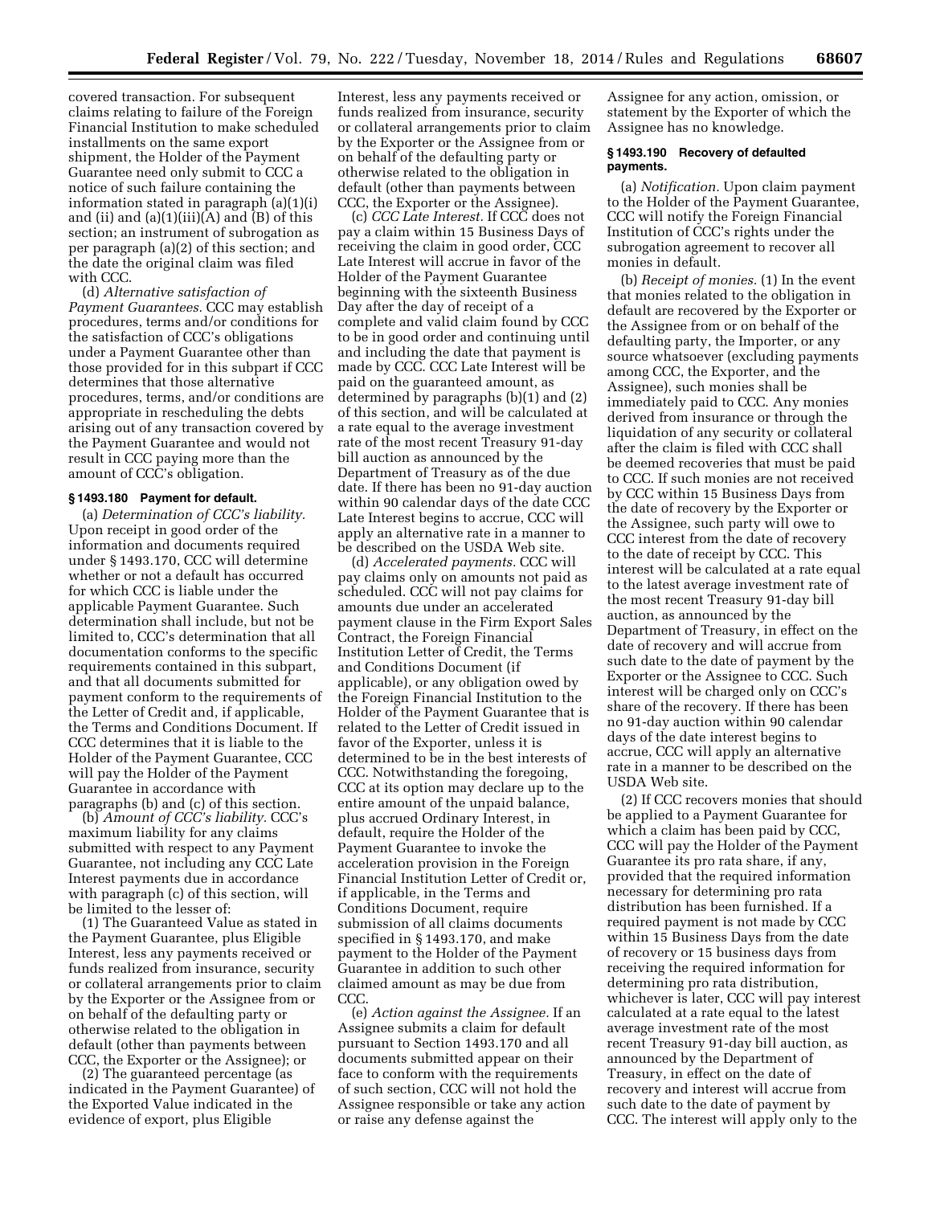covered transaction. For subsequent claims relating to failure of the Foreign Financial Institution to make scheduled installments on the same export shipment, the Holder of the Payment Guarantee need only submit to CCC a notice of such failure containing the information stated in paragraph (a)(1)(i) and (ii) and (a)(1)(iii)(A) and (B) of this section; an instrument of subrogation as per paragraph (a)(2) of this section; and the date the original claim was filed with CCC.

(d) *Alternative satisfaction of Payment Guarantees.* CCC may establish procedures, terms and/or conditions for the satisfaction of CCC's obligations under a Payment Guarantee other than those provided for in this subpart if CCC determines that those alternative procedures, terms, and/or conditions are appropriate in rescheduling the debts arising out of any transaction covered by the Payment Guarantee and would not result in CCC paying more than the amount of CCC's obligation.

### § 1493.180 Payment for default.

(a) *Determination of CCC's liability.* Upon receipt in good order of the information and documents required under § 1493.170, CCC will determine whether or not a default has occurred for which CCC is liable under the applicable Payment Guarantee. Such determination shall include, but not be limited to, CCC's determination that all documentation conforms to the specific requirements contained in this subpart, and that all documents submitted for payment conform to the requirements of the Letter of Credit and, if applicable, the Terms and Conditions Document. If CCC determines that it is liable to the Holder of the Payment Guarantee, CCC will pay the Holder of the Payment Guarantee in accordance with paragraphs (b) and (c) of this section.

(b) *Amount of CCC's liability.* CCC's maximum liability for any claims submitted with respect to any Payment Guarantee, not including any CCC Late Interest payments due in accordance with paragraph (c) of this section, will be limited to the lesser of:

(1) The Guaranteed Value as stated in the Payment Guarantee, plus Eligible Interest, less any payments received or funds realized from insurance, security or collateral arrangements prior to claim by the Exporter or the Assignee from or on behalf of the defaulting party or otherwise related to the obligation in default (other than payments between CCC, the Exporter or the Assignee); or

(2) The guaranteed percentage (as indicated in the Payment Guarantee) of the Exported Value indicated in the evidence of export, plus Eligible Interest, less any payments received or funds realized from insurance, security or collateral arrangements prior to claim by the Exporter or the Assignee from or on behalf of the defaulting party or otherwise related to the obligation in default (other than payments between CCC, the Exporter or the Assignee).

(c) *CCC Late Interest.* If CCC does not pay a claim within 15 Business Days of receiving the claim in good order, CCC Late Interest will accrue in favor of the Holder of the Payment Guarantee beginning with the sixteenth Business Day after the day of receipt of a complete and valid claim found by CCC to be in good order and continuing until and including the date that payment is made by CCC. CCC Late Interest will be paid on the guaranteed amount, as determined by paragraphs (b)(1) and (2) of this section, and will be calculated at a rate equal to the average investment rate of the most recent Treasury 91-day bill auction as announced by the Department of Treasury as of the due date. If there has been no 91-day auction within 90 calendar days of the date CCC Late Interest begins to accrue, CCC will apply an alternative rate in a manner to be described on the USDA Web site.

(d) *Accelerated payments.* CCC will pay claims only on amounts not paid as scheduled. CCC will not pay claims for amounts due under an accelerated payment clause in the Firm Export Sales Contract, the Foreign Financial Institution Letter of Credit, the Terms and Conditions Document (if applicable), or any obligation owed by the Foreign Financial Institution to the Holder of the Payment Guarantee that is related to the Letter of Credit issued in favor of the Exporter, unless it is determined to be in the best interests of CCC. Notwithstanding the foregoing, CCC at its option may declare up to the entire amount of the unpaid balance, plus accrued Ordinary Interest, in default, require the Holder of the Payment Guarantee to invoke the acceleration provision in the Foreign Financial Institution Letter of Credit or, if applicable, in the Terms and Conditions Document, require submission of all claims documents specified in § 1493.170, and make payment to the Holder of the Payment Guarantee in addition to such other claimed amount as may be due from CCC.

(e) *Action against the Assignee.* If an Assignee submits a claim for default pursuant to Section 1493.170 and all documents submitted appear on their face to conform with the requirements of such section, CCC will not hold the Assignee responsible or take any action or raise any defense against the Assignee for any action, omission, or statement by the Exporter of which the Assignee has no knowledge.

### § 1493.190 Recovery of defaulted payments.

(a) *Notification.* Upon claim payment to the Holder of the Payment Guarantee, CCC will notify the Foreign Financial Institution of CCC's rights under the subrogation agreement to recover all monies in default.

(b) *Receipt of monies.* (1) In the event that monies related to the obligation in default are recovered by the Exporter or the Assignee from or on behalf of the defaulting party, the Importer, or any source whatsoever (excluding payments among CCC, the Exporter, and the Assignee), such monies shall be immediately paid to CCC. Any monies derived from insurance or through the liquidation of any security or collateral after the claim is filed with CCC shall be deemed recoveries that must be paid to CCC. If such monies are not received by CCC within 15 Business Days from the date of recovery by the Exporter or the Assignee, such party will owe to CCC interest from the date of recovery to the date of receipt by CCC. This interest will be calculated at a rate equal to the latest average investment rate of the most recent Treasury 91-day bill auction, as announced by the Department of Treasury, in effect on the date of recovery and will accrue from such date to the date of payment by the Exporter or the Assignee to CCC. Such interest will be charged only on CCC's share of the recovery. If there has been no 91-day auction within 90 calendar days of the date interest begins to accrue, CCC will apply an alternative rate in a manner to be described on the USDA Web site.

(2) If CCC recovers monies that should be applied to a Payment Guarantee for which a claim has been paid by CCC, CCC will pay the Holder of the Payment Guarantee its pro rata share, if any, provided that the required information necessary for determining pro rata distribution has been furnished. If a required payment is not made by CCC within 15 Business Days from the date of recovery or 15 business days from receiving the required information for determining pro rata distribution, whichever is later, CCC will pay interest calculated at a rate equal to the latest average investment rate of the most recent Treasury 91-day bill auction, as announced by the Department of Treasury, in effect on the date of recovery and interest will accrue from such date to the date of payment by CCC. The interest will apply only to the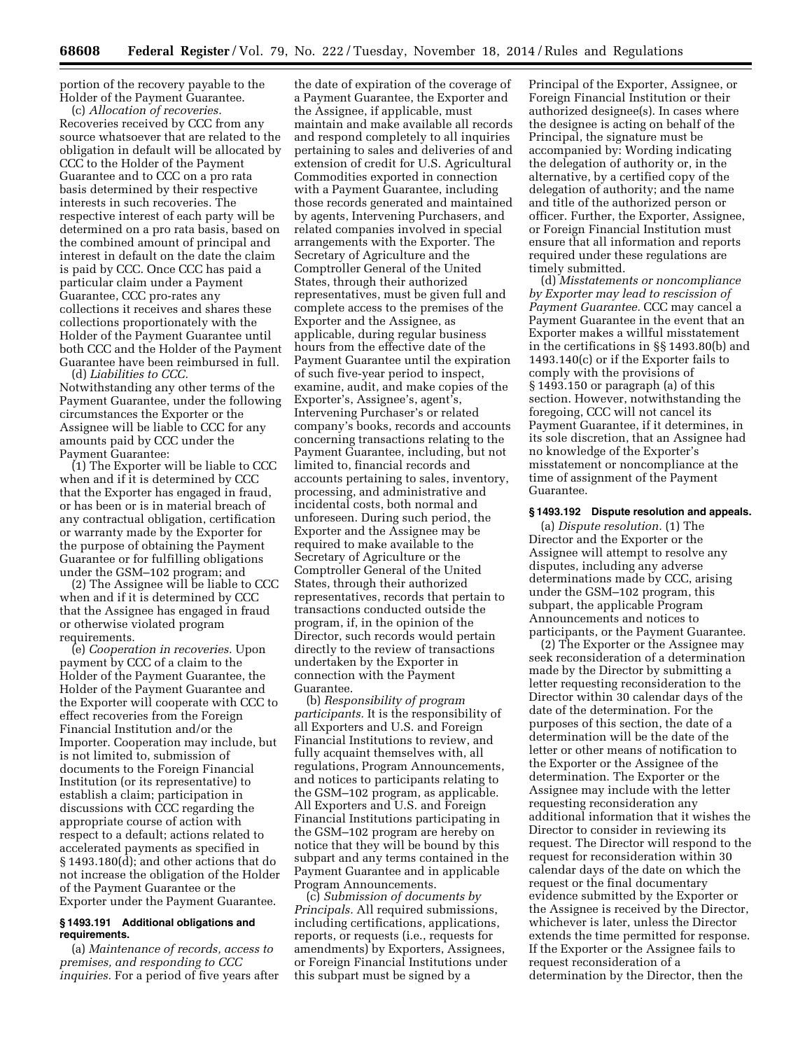portion of the recovery payable to the Holder of the Payment Guarantee.

(c) *Allocation of recoveries.* Recoveries received by CCC from any source whatsoever that are related to the obligation in default will be allocated by CCC to the Holder of the Payment Guarantee and to CCC on a pro rata basis determined by their respective interests in such recoveries. The respective interest of each party will be determined on a pro rata basis, based on the combined amount of principal and interest in default on the date the claim is paid by CCC. Once CCC has paid a particular claim under a Payment Guarantee, CCC pro-rates any collections it receives and shares these collections proportionately with the Holder of the Payment Guarantee until both CCC and the Holder of the Payment Guarantee have been reimbursed in full.

(d) *Liabilities to CCC.* Notwithstanding any other terms of the Payment Guarantee, under the following circumstances the Exporter or the Assignee will be liable to CCC for any amounts paid by CCC under the Payment Guarantee:

(1) The Exporter will be liable to CCC when and if it is determined by CCC that the Exporter has engaged in fraud, or has been or is in material breach of any contractual obligation, certification or warranty made by the Exporter for the purpose of obtaining the Payment Guarantee or for fulfilling obligations under the GSM–102 program; and

(2) The Assignee will be liable to CCC when and if it is determined by CCC that the Assignee has engaged in fraud or otherwise violated program requirements.

(e) *Cooperation in recoveries.* Upon payment by CCC of a claim to the Holder of the Payment Guarantee, the Holder of the Payment Guarantee and the Exporter will cooperate with CCC to effect recoveries from the Foreign Financial Institution and/or the Importer. Cooperation may include, but is not limited to, submission of documents to the Foreign Financial Institution (or its representative) to establish a claim; participation in discussions with CCC regarding the appropriate course of action with respect to a default; actions related to accelerated payments as specified in § 1493.180(d); and other actions that do not increase the obligation of the Holder of the Payment Guarantee or the Exporter under the Payment Guarantee.

### § 1493.191 Additional obligations and requirements.

(a) *Maintenance of records, access to premises, and responding to CCC inquiries.* For a period of five years after the date of expiration of the coverage of a Payment Guarantee, the Exporter and the Assignee, if applicable, must maintain and make available all records and respond completely to all inquiries pertaining to sales and deliveries of and extension of credit for U.S. Agricultural Commodities exported in connection with a Payment Guarantee, including those records generated and maintained by agents, Intervening Purchasers, and related companies involved in special arrangements with the Exporter. The Secretary of Agriculture and the Comptroller General of the United States, through their authorized representatives, must be given full and complete access to the premises of the Exporter and the Assignee, as applicable, during regular business hours from the effective date of the Payment Guarantee until the expiration of such five-year period to inspect, examine, audit, and make copies of the Exporter's, Assignee's, agent's, Intervening Purchaser's or related company's books, records and accounts concerning transactions relating to the Payment Guarantee, including, but not limited to, financial records and accounts pertaining to sales, inventory, processing, and administrative and incidental costs, both normal and unforeseen. During such period, the Exporter and the Assignee may be required to make available to the Secretary of Agriculture or the Comptroller General of the United States, through their authorized representatives, records that pertain to transactions conducted outside the program, if, in the opinion of the Director, such records would pertain directly to the review of transactions undertaken by the Exporter in connection with the Payment Guarantee.

(b) *Responsibility of program participants.* It is the responsibility of all Exporters and U.S. and Foreign Financial Institutions to review, and fully acquaint themselves with, all regulations, Program Announcements, and notices to participants relating to the GSM–102 program, as applicable. All Exporters and U.S. and Foreign Financial Institutions participating in the GSM–102 program are hereby on notice that they will be bound by this subpart and any terms contained in the Payment Guarantee and in applicable Program Announcements.

(c) *Submission of documents by Principals.* All required submissions, including certifications, applications, reports, or requests (i.e., requests for amendments) by Exporters, Assignees, or Foreign Financial Institutions under this subpart must be signed by a Principal of the Exporter, Assignee, or Foreign Financial Institution or their authorized designee(s). In cases where the designee is acting on behalf of the Principal, the signature must be accompanied by: Wording indicating the delegation of authority or, in the alternative, by a certified copy of the delegation of authority; and the name and title of the authorized person or officer. Further, the Exporter, Assignee, or Foreign Financial Institution must ensure that all information and reports required under these regulations are timely submitted.

(d) *Misstatements or noncompliance by Exporter may lead to rescission of Payment Guarantee.* CCC may cancel a Payment Guarantee in the event that an Exporter makes a willful misstatement in the certifications in §§ 1493.80(b) and 1493.140(c) or if the Exporter fails to comply with the provisions of § 1493.150 or paragraph (a) of this section. However, notwithstanding the foregoing, CCC will not cancel its Payment Guarantee, if it determines, in its sole discretion, that an Assignee had no knowledge of the Exporter's misstatement or noncompliance at the time of assignment of the Payment Guarantee.

### § 1493.192 Dispute resolution and appeals.

(a) *Dispute resolution.* (1) The Director and the Exporter or the Assignee will attempt to resolve any disputes, including any adverse determinations made by CCC, arising under the GSM–102 program, this subpart, the applicable Program Announcements and notices to participants, or the Payment Guarantee.

(2) The Exporter or the Assignee may seek reconsideration of a determination made by the Director by submitting a letter requesting reconsideration to the Director within 30 calendar days of the date of the determination. For the purposes of this section, the date of a determination will be the date of the letter or other means of notification to the Exporter or the Assignee of the determination. The Exporter or the Assignee may include with the letter requesting reconsideration any additional information that it wishes the Director to consider in reviewing its request. The Director will respond to the request for reconsideration within 30 calendar days of the date on which the request or the final documentary evidence submitted by the Exporter or the Assignee is received by the Director, whichever is later, unless the Director extends the time permitted for response. If the Exporter or the Assignee fails to request reconsideration of a determination by the Director, then the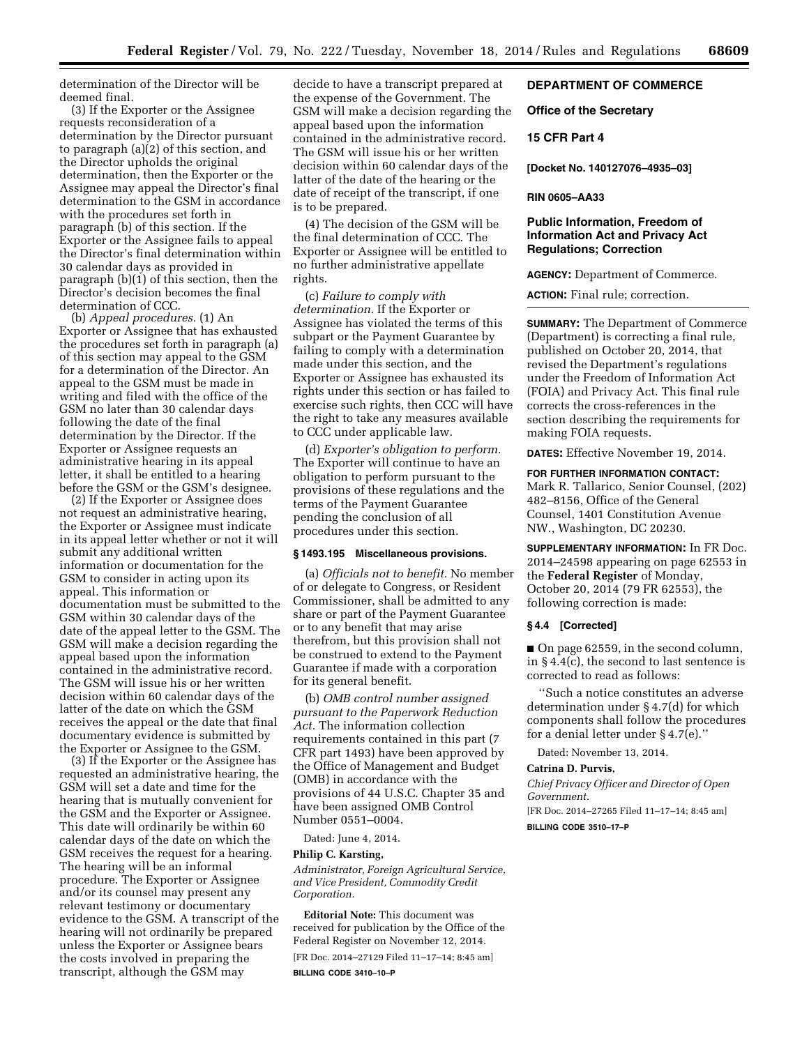determination of the Director will be deemed final.

(3) If the Exporter or the Assignee requests reconsideration of a determination by the Director pursuant to paragraph (a)(2) of this section, and the Director upholds the original determination, then the Exporter or the Assignee may appeal the Director's final determination to the GSM in accordance with the procedures set forth in paragraph (b) of this section. If the Exporter or the Assignee fails to appeal the Director's final determination within 30 calendar days as provided in paragraph (b)(1) of this section, then the Director's decision becomes the final determination of CCC.

(b) *Appeal procedures.* (1) An Exporter or Assignee that has exhausted the procedures set forth in paragraph (a) of this section may appeal to the GSM for a determination of the Director. An appeal to the GSM must be made in writing and filed with the office of the GSM no later than 30 calendar days following the date of the final determination by the Director. If the Exporter or Assignee requests an administrative hearing in its appeal letter, it shall be entitled to a hearing before the GSM or the GSM's designee.

(2) If the Exporter or Assignee does not request an administrative hearing, the Exporter or Assignee must indicate in its appeal letter whether or not it will submit any additional written information or documentation for the GSM to consider in acting upon its appeal. This information or documentation must be submitted to the GSM within 30 calendar days of the date of the appeal letter to the GSM. The GSM will make a decision regarding the appeal based upon the information contained in the administrative record. The GSM will issue his or her written decision within 60 calendar days of the latter of the date on which the GSM receives the appeal or the date that final documentary evidence is submitted by the Exporter or Assignee to the GSM.

(3) If the Exporter or the Assignee has requested an administrative hearing, the GSM will set a date and time for the hearing that is mutually convenient for the GSM and the Exporter or Assignee. This date will ordinarily be within 60 calendar days of the date on which the GSM receives the request for a hearing. The hearing will be an informal procedure. The Exporter or Assignee and/or its counsel may present any relevant testimony or documentary evidence to the GSM. A transcript of the hearing will not ordinarily be prepared unless the Exporter or Assignee bears the costs involved in preparing the transcript, although the GSM may decide to have a transcript prepared at the expense of the Government. The GSM will make a decision regarding the appeal based upon the information contained in the administrative record. The GSM will issue his or her written decision within 60 calendar days of the latter of the date of the hearing or the date of receipt of the transcript, if one is to be prepared.

(4) The decision of the GSM will be the final determination of CCC. The Exporter or Assignee will be entitled to no further administrative appellate rights.

(c) *Failure to comply with determination.* If the Exporter or Assignee has violated the terms of this subpart or the Payment Guarantee by failing to comply with a determination made under this section, and the Exporter or Assignee has exhausted its rights under this section or has failed to exercise such rights, then CCC will have the right to take any measures available to CCC under applicable law.

(d) *Exporter's obligation to perform.* The Exporter will continue to have an obligation to perform pursuant to the provisions of these regulations and the terms of the Payment Guarantee pending the conclusion of all procedures under this section.

### § 1493.195 Miscellaneous provisions.

(a) *Officials not to benefit.* No member of or delegate to Congress, or Resident Commissioner, shall be admitted to any share or part of the Payment Guarantee or to any benefit that may arise therefrom, but this provision shall not be construed to extend to the Payment Guarantee if made with a corporation for its general benefit.

(b) *OMB control number assigned pursuant to the Paperwork Reduction Act.* The information collection requirements contained in this part (7 CFR part 1493) have been approved by the Office of Management and Budget (OMB) in accordance with the provisions of 44 U.S.C. Chapter 35 and have been assigned OMB Control Number 0551–0004.

Dated: June 4, 2014.

**Philip C. Karsting,**

*Administrator, Foreign Agricultural Service, and Vice President, Commodity Credit Corporation.*

**Editorial Note:** This document was received for publication by the Office of the Federal Register on November 12, 2014.

[FR Doc. 2014–27129 Filed 11–17–14; 8:45 am]

**BILLING CODE 3410–10–P**

## DEPARTMENT OF COMMERCE

### Office of the Secretary

### 15 CFR Part 4

**[Docket No. 140127076–4935–03]**

**RIN 0605–AA33**

## Public Information, Freedom of Information Act and Privacy Act Regulations; Correction

**AGENCY:** Department of Commerce.

**ACTION:** Final rule; correction.

**SUMMARY:** The Department of Commerce (Department) is correcting a final rule, published on October 20, 2014, that revised the Department's regulations under the Freedom of Information Act (FOIA) and Privacy Act. This final rule corrects the cross-references in the section describing the requirements for making FOIA requests.

**DATES:** Effective November 19, 2014.

**FOR FURTHER INFORMATION CONTACT:** Mark R. Tallarico, Senior Counsel, (202) 482–8156, Office of the General Counsel, 1401 Constitution Avenue NW., Washington, DC 20230.

**SUPPLEMENTARY INFORMATION:** In FR Doc. 2014–24598 appearing on page 62553 in the **Federal Register** of Monday, October 20, 2014 (79 FR 62553), the following correction is made:

### § 4.4 [Corrected]

■ On page 62559, in the second column, in § 4.4(c), the second to last sentence is corrected to read as follows:

''Such a notice constitutes an adverse determination under § 4.7(d) for which components shall follow the procedures for a denial letter under § 4.7(e).''

Dated: November 13, 2014.

**Catrina D. Purvis,**

*Chief Privacy Officer and Director of Open Government.*

[FR Doc. 2014–27265 Filed 11–17–14; 8:45 am]

**BILLING CODE 3510–17–P**